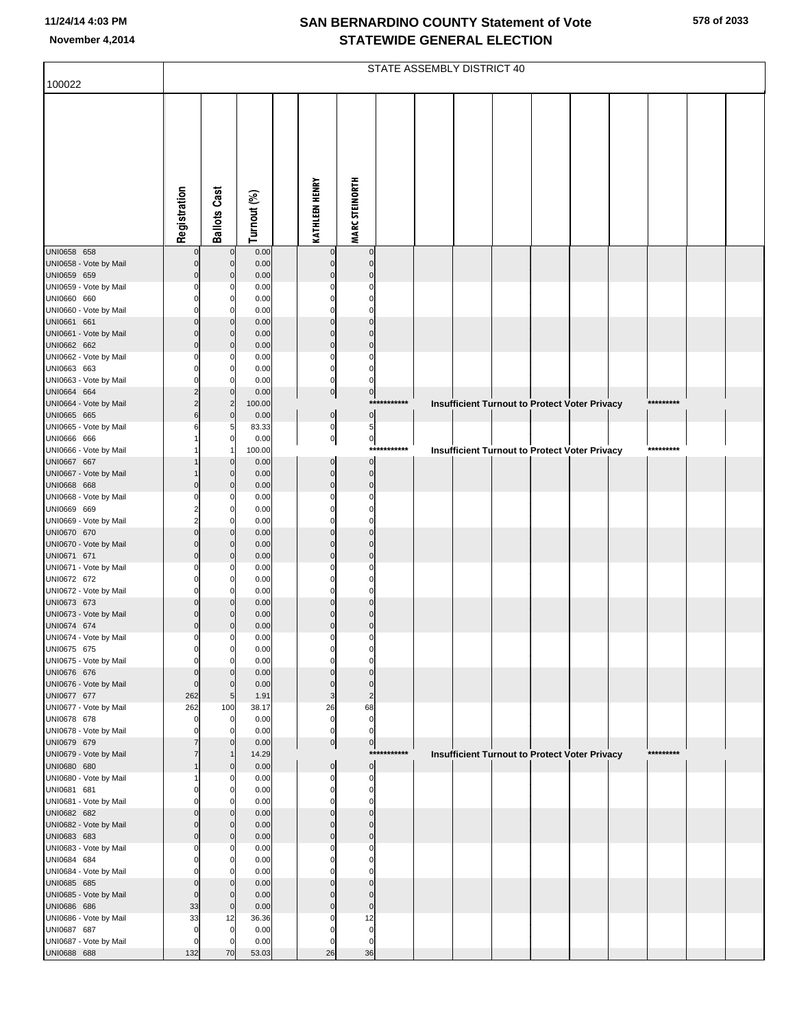# SAN BERNARDINO COUNTY Statement of Vote
## STATEWIDE GENERAL ELECTION

11/24/14 4:03 PM
November 4,2014

STATE ASSEMBLY DISTRICT 40

100022

| | Registration | Ballots Cast | Turnout (%) | | KATHLEEN HENRY | MARC STEINORTH | | | | | | | | | | |
|---|---|---|---|---|---|---|---|---|---|---|---|---|---|---|---|---|
| UNI0658 658 | 0 | 0 | 0.00 | | 0 | 0 | | | | | | | | | | |
| UNI0658 - Vote by Mail | 0 | 0 | 0.00 | | 0 | 0 | | | | | | | | | | |
| UNI0659 659 | 0 | 0 | 0.00 | | 0 | 0 | | | | | | | | | | |
| UNI0659 - Vote by Mail | 0 | 0 | 0.00 | | 0 | 0 | | | | | | | | | | |
| UNI0660 660 | 0 | 0 | 0.00 | | 0 | 0 | | | | | | | | | | |
| UNI0660 - Vote by Mail | 0 | 0 | 0.00 | | 0 | 0 | | | | | | | | | | |
| UNI0661 661 | 0 | 0 | 0.00 | | 0 | 0 | | | | | | | | | | |
| UNI0661 - Vote by Mail | 0 | 0 | 0.00 | | 0 | 0 | | | | | | | | | | |
| UNI0662 662 | 0 | 0 | 0.00 | | 0 | 0 | | | | | | | | | | |
| UNI0662 - Vote by Mail | 0 | 0 | 0.00 | | 0 | 0 | | | | | | | | | | |
| UNI0663 663 | 0 | 0 | 0.00 | | 0 | 0 | | | | | | | | | | |
| UNI0663 - Vote by Mail | 0 | 0 | 0.00 | | 0 | 0 | | | | | | | | | | |
| UNI0664 664 | 2 | 0 | 0.00 | | 0 | 0 | | | | | | | | | | |
| UNI0664 - Vote by Mail | 2 | 2 | 100.00 | | | | *********** | Insufficient Turnout to Protect Voter Privacy | | | | | | ********* | | |
| UNI0665 665 | 6 | 0 | 0.00 | | 0 | 0 | | | | | | | | | | |
| UNI0665 - Vote by Mail | 6 | 5 | 83.33 | | 0 | 5 | | | | | | | | | | |
| UNI0666 666 | 1 | 0 | 0.00 | | 0 | 0 | | | | | | | | | | |
| UNI0666 - Vote by Mail | 1 | 1 | 100.00 | | | | *********** | Insufficient Turnout to Protect Voter Privacy | | | | | | ********* | | |
| UNI0667 667 | 1 | 0 | 0.00 | | 0 | 0 | | | | | | | | | | |
| UNI0667 - Vote by Mail | 1 | 0 | 0.00 | | 0 | 0 | | | | | | | | | | |
| UNI0668 668 | 0 | 0 | 0.00 | | 0 | 0 | | | | | | | | | | |
| UNI0668 - Vote by Mail | 0 | 0 | 0.00 | | 0 | 0 | | | | | | | | | | |
| UNI0669 669 | 2 | 0 | 0.00 | | 0 | 0 | | | | | | | | | | |
| UNI0669 - Vote by Mail | 2 | 0 | 0.00 | | 0 | 0 | | | | | | | | | | |
| UNI0670 670 | 0 | 0 | 0.00 | | 0 | 0 | | | | | | | | | | |
| UNI0670 - Vote by Mail | 0 | 0 | 0.00 | | 0 | 0 | | | | | | | | | | |
| UNI0671 671 | 0 | 0 | 0.00 | | 0 | 0 | | | | | | | | | | |
| UNI0671 - Vote by Mail | 0 | 0 | 0.00 | | 0 | 0 | | | | | | | | | | |
| UNI0672 672 | 0 | 0 | 0.00 | | 0 | 0 | | | | | | | | | | |
| UNI0672 - Vote by Mail | 0 | 0 | 0.00 | | 0 | 0 | | | | | | | | | | |
| UNI0673 673 | 0 | 0 | 0.00 | | 0 | 0 | | | | | | | | | | |
| UNI0673 - Vote by Mail | 0 | 0 | 0.00 | | 0 | 0 | | | | | | | | | | |
| UNI0674 674 | 0 | 0 | 0.00 | | 0 | 0 | | | | | | | | | | |
| UNI0674 - Vote by Mail | 0 | 0 | 0.00 | | 0 | 0 | | | | | | | | | | |
| UNI0675 675 | 0 | 0 | 0.00 | | 0 | 0 | | | | | | | | | | |
| UNI0675 - Vote by Mail | 0 | 0 | 0.00 | | 0 | 0 | | | | | | | | | | |
| UNI0676 676 | 0 | 0 | 0.00 | | 0 | 0 | | | | | | | | | | |
| UNI0676 - Vote by Mail | 0 | 0 | 0.00 | | 0 | 0 | | | | | | | | | | |
| UNI0677 677 | 262 | 5 | 1.91 | | 3 | 2 | | | | | | | | | | |
| UNI0677 - Vote by Mail | 262 | 100 | 38.17 | | 26 | 68 | | | | | | | | | | |
| UNI0678 678 | 0 | 0 | 0.00 | | 0 | 0 | | | | | | | | | | |
| UNI0678 - Vote by Mail | 0 | 0 | 0.00 | | 0 | 0 | | | | | | | | | | |
| UNI0679 679 | 7 | 0 | 0.00 | | 0 | 0 | | | | | | | | | | |
| UNI0679 - Vote by Mail | 7 | 1 | 14.29 | | | | *********** | Insufficient Turnout to Protect Voter Privacy | | | | | | ********* | | |
| UNI0680 680 | 1 | 0 | 0.00 | | 0 | 0 | | | | | | | | | | |
| UNI0680 - Vote by Mail | 1 | 0 | 0.00 | | 0 | 0 | | | | | | | | | | |
| UNI0681 681 | 0 | 0 | 0.00 | | 0 | 0 | | | | | | | | | | |
| UNI0681 - Vote by Mail | 0 | 0 | 0.00 | | 0 | 0 | | | | | | | | | | |
| UNI0682 682 | 0 | 0 | 0.00 | | 0 | 0 | | | | | | | | | | |
| UNI0682 - Vote by Mail | 0 | 0 | 0.00 | | 0 | 0 | | | | | | | | | | |
| UNI0683 683 | 0 | 0 | 0.00 | | 0 | 0 | | | | | | | | | | |
| UNI0683 - Vote by Mail | 0 | 0 | 0.00 | | 0 | 0 | | | | | | | | | | |
| UNI0684 684 | 0 | 0 | 0.00 | | 0 | 0 | | | | | | | | | | |
| UNI0684 - Vote by Mail | 0 | 0 | 0.00 | | 0 | 0 | | | | | | | | | | |
| UNI0685 685 | 0 | 0 | 0.00 | | 0 | 0 | | | | | | | | | | |
| UNI0685 - Vote by Mail | 0 | 0 | 0.00 | | 0 | 0 | | | | | | | | | | |
| UNI0686 686 | 33 | 0 | 0.00 | | 0 | 0 | | | | | | | | | | |
| UNI0686 - Vote by Mail | 33 | 12 | 36.36 | | 0 | 12 | | | | | | | | | | |
| UNI0687 687 | 0 | 0 | 0.00 | | 0 | 0 | | | | | | | | | | |
| UNI0687 - Vote by Mail | 0 | 0 | 0.00 | | 0 | 0 | | | | | | | | | | |
| UNI0688 688 | 132 | 70 | 53.03 | | 26 | 36 | | | | | | | | | | |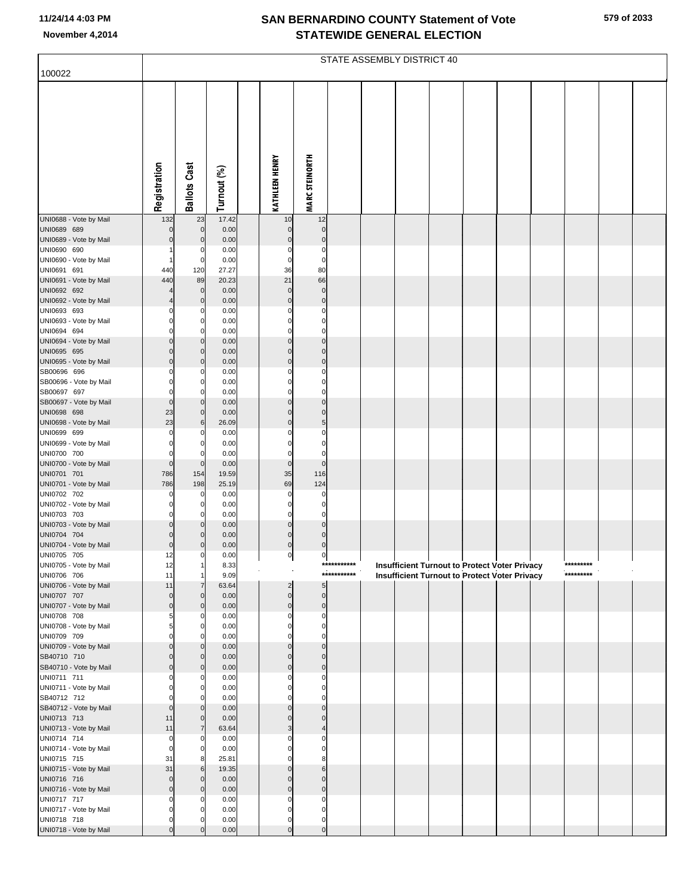# SAN BERNARDINO COUNTY Statement of Vote
# STATEWIDE GENERAL ELECTION

November 4,2014

## STATE ASSEMBLY DISTRICT 40

100022

| | Registration | Ballots Cast | Turnout (%) | | KATHLEEN HENRY | MARC STEINORTH | | | | | | | | | | |
|---|---|---|---|---|---|---|---|---|---|---|---|---|---|---|---|---|
| UNI0688 - Vote by Mail | 132 | 23 | 17.42 | | 10 | 12 | | | | | | | | | | |
| UNI0689 689 | 0 | 0 | 0.00 | | 0 | 0 | | | | | | | | | | |
| UNI0689 - Vote by Mail | 0 | 0 | 0.00 | | 0 | 0 | | | | | | | | | | |
| UNI0690 690 | 1 | 0 | 0.00 | | 0 | 0 | | | | | | | | | | |
| UNI0690 - Vote by Mail | 1 | 0 | 0.00 | | 0 | 0 | | | | | | | | | | |
| UNI0691 691 | 440 | 120 | 27.27 | | 36 | 80 | | | | | | | | | | |
| UNI0691 - Vote by Mail | 440 | 89 | 20.23 | | 21 | 66 | | | | | | | | | | |
| UNI0692 692 | 4 | 0 | 0.00 | | 0 | 0 | | | | | | | | | | |
| UNI0692 - Vote by Mail | 4 | 0 | 0.00 | | 0 | 0 | | | | | | | | | | |
| UNI0693 693 | 0 | 0 | 0.00 | | 0 | 0 | | | | | | | | | | |
| UNI0693 - Vote by Mail | 0 | 0 | 0.00 | | 0 | 0 | | | | | | | | | | |
| UNI0694 694 | 0 | 0 | 0.00 | | 0 | 0 | | | | | | | | | | |
| UNI0694 - Vote by Mail | 0 | 0 | 0.00 | | 0 | 0 | | | | | | | | | | |
| UNI0695 695 | 0 | 0 | 0.00 | | 0 | 0 | | | | | | | | | | |
| UNI0695 - Vote by Mail | 0 | 0 | 0.00 | | 0 | 0 | | | | | | | | | | |
| SB00696 696 | 0 | 0 | 0.00 | | 0 | 0 | | | | | | | | | | |
| SB00696 - Vote by Mail | 0 | 0 | 0.00 | | 0 | 0 | | | | | | | | | | |
| SB00697 697 | 0 | 0 | 0.00 | | 0 | 0 | | | | | | | | | | |
| SB00697 - Vote by Mail | 0 | 0 | 0.00 | | 0 | 0 | | | | | | | | | | |
| UNI0698 698 | 23 | 0 | 0.00 | | 0 | 0 | | | | | | | | | | |
| UNI0698 - Vote by Mail | 23 | 6 | 26.09 | | 0 | 5 | | | | | | | | | | |
| UNI0699 699 | 0 | 0 | 0.00 | | 0 | 0 | | | | | | | | | | |
| UNI0699 - Vote by Mail | 0 | 0 | 0.00 | | 0 | 0 | | | | | | | | | | |
| UNI0700 700 | 0 | 0 | 0.00 | | 0 | 0 | | | | | | | | | | |
| UNI0700 - Vote by Mail | 0 | 0 | 0.00 | | 0 | 0 | | | | | | | | | | |
| UNI0701 701 | 786 | 154 | 19.59 | | 35 | 116 | | | | | | | | | | |
| UNI0701 - Vote by Mail | 786 | 198 | 25.19 | | 69 | 124 | | | | | | | | | | |
| UNI0702 702 | 0 | 0 | 0.00 | | 0 | 0 | | | | | | | | | | |
| UNI0702 - Vote by Mail | 0 | 0 | 0.00 | | 0 | 0 | | | | | | | | | | |
| UNI0703 703 | 0 | 0 | 0.00 | | 0 | 0 | | | | | | | | | | |
| UNI0703 - Vote by Mail | 0 | 0 | 0.00 | | 0 | 0 | | | | | | | | | | |
| UNI0704 704 | 0 | 0 | 0.00 | | 0 | 0 | | | | | | | | | | |
| UNI0704 - Vote by Mail | 0 | 0 | 0.00 | | 0 | 0 | | | | | | | | | | |
| UNI0705 705 | 12 | 0 | 0.00 | | 0 | 0 | | | | | | | | | | |
| UNI0705 - Vote by Mail | 12 | 1 | 8.33 | | | | *********** | Insufficient Turnout to Protect Voter Privacy | | | | | | ********* | | |
| UNI0706 706 | 11 | 1 | 9.09 | | | | *********** | Insufficient Turnout to Protect Voter Privacy | | | | | | ********* | | |
| UNI0706 - Vote by Mail | 11 | 7 | 63.64 | | 2 | 5 | | | | | | | | | | |
| UNI0707 707 | 0 | 0 | 0.00 | | 0 | 0 | | | | | | | | | | |
| UNI0707 - Vote by Mail | 0 | 0 | 0.00 | | 0 | 0 | | | | | | | | | | |
| UNI0708 708 | 5 | 0 | 0.00 | | 0 | 0 | | | | | | | | | | |
| UNI0708 - Vote by Mail | 5 | 0 | 0.00 | | 0 | 0 | | | | | | | | | | |
| UNI0709 709 | 0 | 0 | 0.00 | | 0 | 0 | | | | | | | | | | |
| UNI0709 - Vote by Mail | 0 | 0 | 0.00 | | 0 | 0 | | | | | | | | | | |
| SB40710 710 | 0 | 0 | 0.00 | | 0 | 0 | | | | | | | | | | |
| SB40710 - Vote by Mail | 0 | 0 | 0.00 | | 0 | 0 | | | | | | | | | | |
| UNI0711 711 | 0 | 0 | 0.00 | | 0 | 0 | | | | | | | | | | |
| UNI0711 - Vote by Mail | 0 | 0 | 0.00 | | 0 | 0 | | | | | | | | | | |
| SB40712 712 | 0 | 0 | 0.00 | | 0 | 0 | | | | | | | | | | |
| SB40712 - Vote by Mail | 0 | 0 | 0.00 | | 0 | 0 | | | | | | | | | | |
| UNI0713 713 | 11 | 0 | 0.00 | | 0 | 0 | | | | | | | | | | |
| UNI0713 - Vote by Mail | 11 | 7 | 63.64 | | 3 | 4 | | | | | | | | | | |
| UNI0714 714 | 0 | 0 | 0.00 | | 0 | 0 | | | | | | | | | | |
| UNI0714 - Vote by Mail | 0 | 0 | 0.00 | | 0 | 0 | | | | | | | | | | |
| UNI0715 715 | 31 | 8 | 25.81 | | 0 | 8 | | | | | | | | | | |
| UNI0715 - Vote by Mail | 31 | 6 | 19.35 | | 0 | 6 | | | | | | | | | | |
| UNI0716 716 | 0 | 0 | 0.00 | | 0 | 0 | | | | | | | | | | |
| UNI0716 - Vote by Mail | 0 | 0 | 0.00 | | 0 | 0 | | | | | | | | | | |
| UNI0717 717 | 0 | 0 | 0.00 | | 0 | 0 | | | | | | | | | | |
| UNI0717 - Vote by Mail | 0 | 0 | 0.00 | | 0 | 0 | | | | | | | | | | |
| UNI0718 718 | 0 | 0 | 0.00 | | 0 | 0 | | | | | | | | | | |
| UNI0718 - Vote by Mail | 0 | 0 | 0.00 | | 0 | 0 | | | | | | | | | | |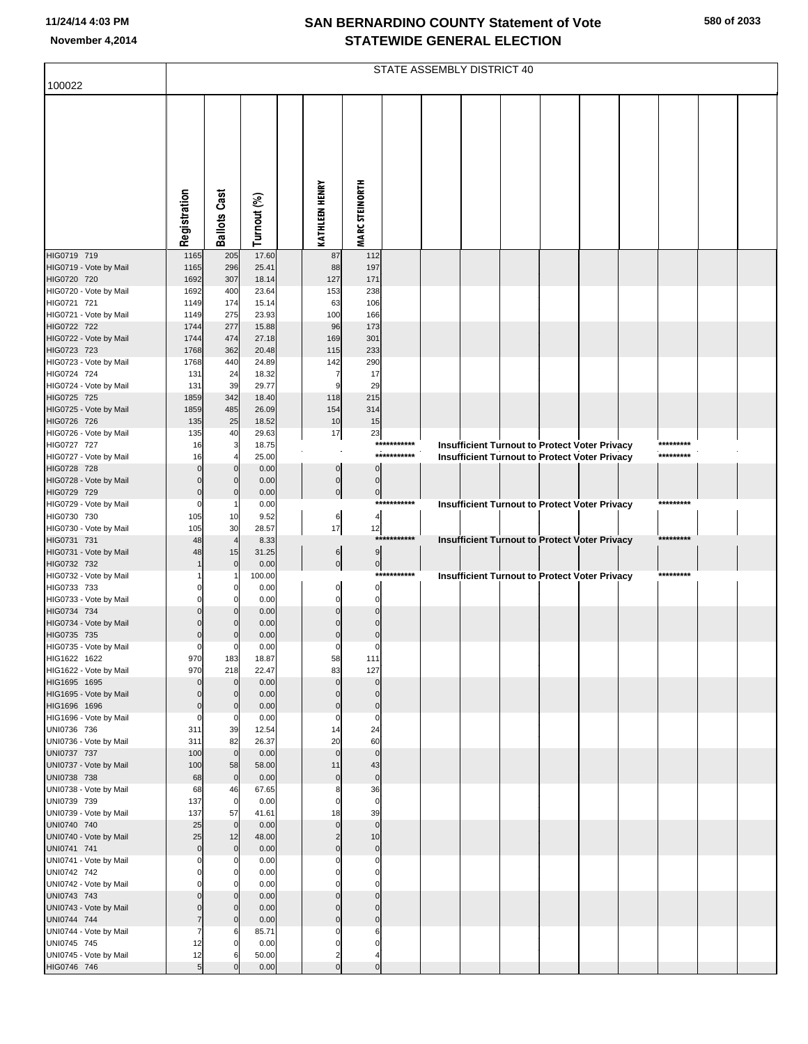# SAN BERNARDINO COUNTY Statement of Vote
# STATEWIDE GENERAL ELECTION

November 4,2014

STATE ASSEMBLY DISTRICT 40

100022

| | Registration | Ballots Cast | Turnout (%) | | KATHLEEN HENRY | MARC STEINORTH | | | | | | | | | | |
|---|---|---|---|---|---|---|---|---|---|---|---|---|---|---|---|---|
| HIG0719 719 | 1165 | 205 | 17.60 | | 87 | 112 | | | | | | | | | | |
| HIG0719 - Vote by Mail | 1165 | 296 | 25.41 | | 88 | 197 | | | | | | | | | | |
| HIG0720 720 | 1692 | 307 | 18.14 | | 127 | 171 | | | | | | | | | | |
| HIG0720 - Vote by Mail | 1692 | 400 | 23.64 | | 153 | 238 | | | | | | | | | | |
| HIG0721 721 | 1149 | 174 | 15.14 | | 63 | 106 | | | | | | | | | | |
| HIG0721 - Vote by Mail | 1149 | 275 | 23.93 | | 100 | 166 | | | | | | | | | | |
| HIG0722 722 | 1744 | 277 | 15.88 | | 96 | 173 | | | | | | | | | | |
| HIG0722 - Vote by Mail | 1744 | 474 | 27.18 | | 169 | 301 | | | | | | | | | | |
| HIG0723 723 | 1768 | 362 | 20.48 | | 115 | 233 | | | | | | | | | | |
| HIG0723 - Vote by Mail | 1768 | 440 | 24.89 | | 142 | 290 | | | | | | | | | | |
| HIG0724 724 | 131 | 24 | 18.32 | | 7 | 17 | | | | | | | | | | |
| HIG0724 - Vote by Mail | 131 | 39 | 29.77 | | 9 | 29 | | | | | | | | | | |
| HIG0725 725 | 1859 | 342 | 18.40 | | 118 | 215 | | | | | | | | | | |
| HIG0725 - Vote by Mail | 1859 | 485 | 26.09 | | 154 | 314 | | | | | | | | | | |
| HIG0726 726 | 135 | 25 | 18.52 | | 10 | 15 | | | | | | | | | | |
| HIG0726 - Vote by Mail | 135 | 40 | 29.63 | | 17 | 23 | | | | | | | | | | |
| HIG0727 727 | 16 | 3 | 18.75 | | | | *********** | | Insufficient Turnout to Protect Voter Privacy | | | | | ********* | | |
| HIG0727 - Vote by Mail | 16 | 4 | 25.00 | | | | *********** | | Insufficient Turnout to Protect Voter Privacy | | | | | ********* | | |
| HIG0728 728 | 0 | 0 | 0.00 | | 0 | 0 | | | | | | | | | | |
| HIG0728 - Vote by Mail | 0 | 0 | 0.00 | | 0 | 0 | | | | | | | | | | |
| HIG0729 729 | 0 | 0 | 0.00 | | 0 | 0 | | | | | | | | | | |
| HIG0729 - Vote by Mail | 0 | 1 | 0.00 | | | | *********** | | Insufficient Turnout to Protect Voter Privacy | | | | | ********* | | |
| HIG0730 730 | 105 | 10 | 9.52 | | 6 | 4 | | | | | | | | | | |
| HIG0730 - Vote by Mail | 105 | 30 | 28.57 | | 17 | 12 | | | | | | | | | | |
| HIG0731 731 | 48 | 4 | 8.33 | | | | *********** | | Insufficient Turnout to Protect Voter Privacy | | | | | ********* | | |
| HIG0731 - Vote by Mail | 48 | 15 | 31.25 | | 6 | 9 | | | | | | | | | | |
| HIG0732 732 | 1 | 0 | 0.00 | | 0 | 0 | | | | | | | | | | |
| HIG0732 - Vote by Mail | 1 | 1 | 100.00 | | | | *********** | | Insufficient Turnout to Protect Voter Privacy | | | | | ********* | | |
| HIG0733 733 | 0 | 0 | 0.00 | | 0 | 0 | | | | | | | | | | |
| HIG0733 - Vote by Mail | 0 | 0 | 0.00 | | 0 | 0 | | | | | | | | | | |
| HIG0734 734 | 0 | 0 | 0.00 | | 0 | 0 | | | | | | | | | | |
| HIG0734 - Vote by Mail | 0 | 0 | 0.00 | | 0 | 0 | | | | | | | | | | |
| HIG0735 735 | 0 | 0 | 0.00 | | 0 | 0 | | | | | | | | | | |
| HIG0735 - Vote by Mail | 0 | 0 | 0.00 | | 0 | 0 | | | | | | | | | | |
| HIG1622 1622 | 970 | 183 | 18.87 | | 58 | 111 | | | | | | | | | | |
| HIG1622 - Vote by Mail | 970 | 218 | 22.47 | | 83 | 127 | | | | | | | | | | |
| HIG1695 1695 | 0 | 0 | 0.00 | | 0 | 0 | | | | | | | | | | |
| HIG1695 - Vote by Mail | 0 | 0 | 0.00 | | 0 | 0 | | | | | | | | | | |
| HIG1696 1696 | 0 | 0 | 0.00 | | 0 | 0 | | | | | | | | | | |
| HIG1696 - Vote by Mail | 0 | 0 | 0.00 | | 0 | 0 | | | | | | | | | | |
| UNI0736 736 | 311 | 39 | 12.54 | | 14 | 24 | | | | | | | | | | |
| UNI0736 - Vote by Mail | 311 | 82 | 26.37 | | 20 | 60 | | | | | | | | | | |
| UNI0737 737 | 100 | 0 | 0.00 | | 0 | 0 | | | | | | | | | | |
| UNI0737 - Vote by Mail | 100 | 58 | 58.00 | | 11 | 43 | | | | | | | | | | |
| UNI0738 738 | 68 | 0 | 0.00 | | 0 | 0 | | | | | | | | | | |
| UNI0738 - Vote by Mail | 68 | 46 | 67.65 | | 8 | 36 | | | | | | | | | | |
| UNI0739 739 | 137 | 0 | 0.00 | | 0 | 0 | | | | | | | | | | |
| UNI0739 - Vote by Mail | 137 | 57 | 41.61 | | 18 | 39 | | | | | | | | | | |
| UNI0740 740 | 25 | 0 | 0.00 | | 0 | 0 | | | | | | | | | | |
| UNI0740 - Vote by Mail | 25 | 12 | 48.00 | | 2 | 10 | | | | | | | | | | |
| UNI0741 741 | 0 | 0 | 0.00 | | 0 | 0 | | | | | | | | | | |
| UNI0741 - Vote by Mail | 0 | 0 | 0.00 | | 0 | 0 | | | | | | | | | | |
| UNI0742 742 | 0 | 0 | 0.00 | | 0 | 0 | | | | | | | | | | |
| UNI0742 - Vote by Mail | 0 | 0 | 0.00 | | 0 | 0 | | | | | | | | | | |
| UNI0743 743 | 0 | 0 | 0.00 | | 0 | 0 | | | | | | | | | | |
| UNI0743 - Vote by Mail | 0 | 0 | 0.00 | | 0 | 0 | | | | | | | | | | |
| UNI0744 744 | 7 | 0 | 0.00 | | 0 | 0 | | | | | | | | | | |
| UNI0744 - Vote by Mail | 7 | 6 | 85.71 | | 0 | 6 | | | | | | | | | | |
| UNI0745 745 | 12 | 0 | 0.00 | | 0 | 0 | | | | | | | | | | |
| UNI0745 - Vote by Mail | 12 | 6 | 50.00 | | 2 | 4 | | | | | | | | | | |
| HIG0746 746 | 5 | 0 | 0.00 | | 0 | 0 | | | | | | | | | | |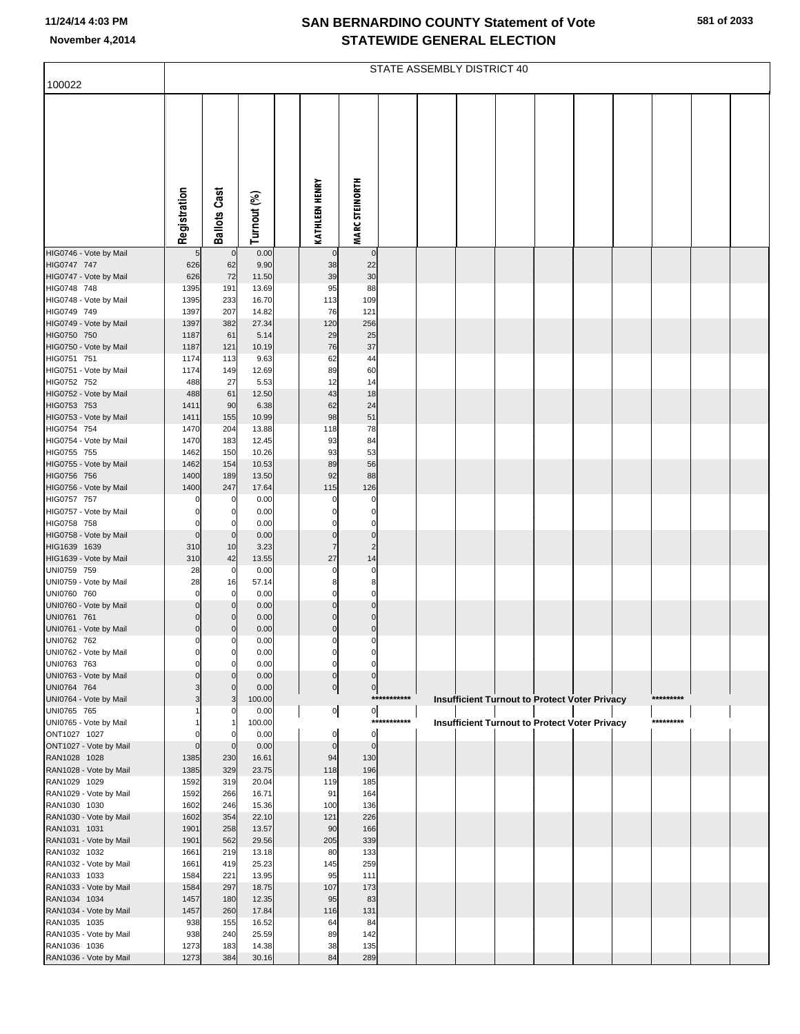# SAN BERNARDINO COUNTY Statement of Vote
## November 4,2014 STATEWIDE GENERAL ELECTION

11/24/14 4:03 PM

STATE ASSEMBLY DISTRICT 40

100022

| | Registration | Ballots Cast | Turnout (%) | | KATHLEEN HENRY | MARC STEINORTH |
|---|---|---|---|---|---|---|
| HIG0746 - Vote by Mail | 5 | 0 | 0.00 | | 0 | 0 |
| HIG0747 747 | 626 | 62 | 9.90 | | 38 | 22 |
| HIG0747 - Vote by Mail | 626 | 72 | 11.50 | | 39 | 30 |
| HIG0748 748 | 1395 | 191 | 13.69 | | 95 | 88 |
| HIG0748 - Vote by Mail | 1395 | 233 | 16.70 | | 113 | 109 |
| HIG0749 749 | 1397 | 207 | 14.82 | | 76 | 121 |
| HIG0749 - Vote by Mail | 1397 | 382 | 27.34 | | 120 | 256 |
| HIG0750 750 | 1187 | 61 | 5.14 | | 29 | 25 |
| HIG0750 - Vote by Mail | 1187 | 121 | 10.19 | | 76 | 37 |
| HIG0751 751 | 1174 | 113 | 9.63 | | 62 | 44 |
| HIG0751 - Vote by Mail | 1174 | 149 | 12.69 | | 89 | 60 |
| HIG0752 752 | 488 | 27 | 5.53 | | 12 | 14 |
| HIG0752 - Vote by Mail | 488 | 61 | 12.50 | | 43 | 18 |
| HIG0753 753 | 1411 | 90 | 6.38 | | 62 | 24 |
| HIG0753 - Vote by Mail | 1411 | 155 | 10.99 | | 98 | 51 |
| HIG0754 754 | 1470 | 204 | 13.88 | | 118 | 78 |
| HIG0754 - Vote by Mail | 1470 | 183 | 12.45 | | 93 | 84 |
| HIG0755 755 | 1462 | 150 | 10.26 | | 93 | 53 |
| HIG0755 - Vote by Mail | 1462 | 154 | 10.53 | | 89 | 56 |
| HIG0756 756 | 1400 | 189 | 13.50 | | 92 | 88 |
| HIG0756 - Vote by Mail | 1400 | 247 | 17.64 | | 115 | 126 |
| HIG0757 757 | 0 | 0 | 0.00 | | 0 | 0 |
| HIG0757 - Vote by Mail | 0 | 0 | 0.00 | | 0 | 0 |
| HIG0758 758 | 0 | 0 | 0.00 | | 0 | 0 |
| HIG0758 - Vote by Mail | 0 | 0 | 0.00 | | 0 | 0 |
| HIG1639 1639 | 310 | 10 | 3.23 | | 7 | 2 |
| HIG1639 - Vote by Mail | 310 | 42 | 13.55 | | 27 | 14 |
| UNI0759 759 | 28 | 0 | 0.00 | | 0 | 0 |
| UNI0759 - Vote by Mail | 28 | 16 | 57.14 | | 8 | 8 |
| UNI0760 760 | 0 | 0 | 0.00 | | 0 | 0 |
| UNI0760 - Vote by Mail | 0 | 0 | 0.00 | | 0 | 0 |
| UNI0761 761 | 0 | 0 | 0.00 | | 0 | 0 |
| UNI0761 - Vote by Mail | 0 | 0 | 0.00 | | 0 | 0 |
| UNI0762 762 | 0 | 0 | 0.00 | | 0 | 0 |
| UNI0762 - Vote by Mail | 0 | 0 | 0.00 | | 0 | 0 |
| UNI0763 763 | 0 | 0 | 0.00 | | 0 | 0 |
| UNI0763 - Vote by Mail | 0 | 0 | 0.00 | | 0 | 0 |
| UNI0764 764 | 3 | 0 | 0.00 | | 0 | 0 |
| UNI0764 - Vote by Mail | 3 | 3 | 100.00 | | | *********** Insufficient Turnout to Protect Voter Privacy ********* |
| UNI0765 765 | 1 | 0 | 0.00 | | 0 | 0 |
| UNI0765 - Vote by Mail | 1 | 1 | 100.00 | | | *********** Insufficient Turnout to Protect Voter Privacy ********* |
| ONT1027 1027 | 0 | 0 | 0.00 | | 0 | 0 |
| ONT1027 - Vote by Mail | 0 | 0 | 0.00 | | 0 | 0 |
| RAN1028 1028 | 1385 | 230 | 16.61 | | 94 | 130 |
| RAN1028 - Vote by Mail | 1385 | 329 | 23.75 | | 118 | 196 |
| RAN1029 1029 | 1592 | 319 | 20.04 | | 119 | 185 |
| RAN1029 - Vote by Mail | 1592 | 266 | 16.71 | | 91 | 164 |
| RAN1030 1030 | 1602 | 246 | 15.36 | | 100 | 136 |
| RAN1030 - Vote by Mail | 1602 | 354 | 22.10 | | 121 | 226 |
| RAN1031 1031 | 1901 | 258 | 13.57 | | 90 | 166 |
| RAN1031 - Vote by Mail | 1901 | 562 | 29.56 | | 205 | 339 |
| RAN1032 1032 | 1661 | 219 | 13.18 | | 80 | 133 |
| RAN1032 - Vote by Mail | 1661 | 419 | 25.23 | | 145 | 259 |
| RAN1033 1033 | 1584 | 221 | 13.95 | | 95 | 111 |
| RAN1033 - Vote by Mail | 1584 | 297 | 18.75 | | 107 | 173 |
| RAN1034 1034 | 1457 | 180 | 12.35 | | 95 | 83 |
| RAN1034 - Vote by Mail | 1457 | 260 | 17.84 | | 116 | 131 |
| RAN1035 1035 | 938 | 155 | 16.52 | | 64 | 84 |
| RAN1035 - Vote by Mail | 938 | 240 | 25.59 | | 89 | 142 |
| RAN1036 1036 | 1273 | 183 | 14.38 | | 38 | 135 |
| RAN1036 - Vote by Mail | 1273 | 384 | 30.16 | | 84 | 289 |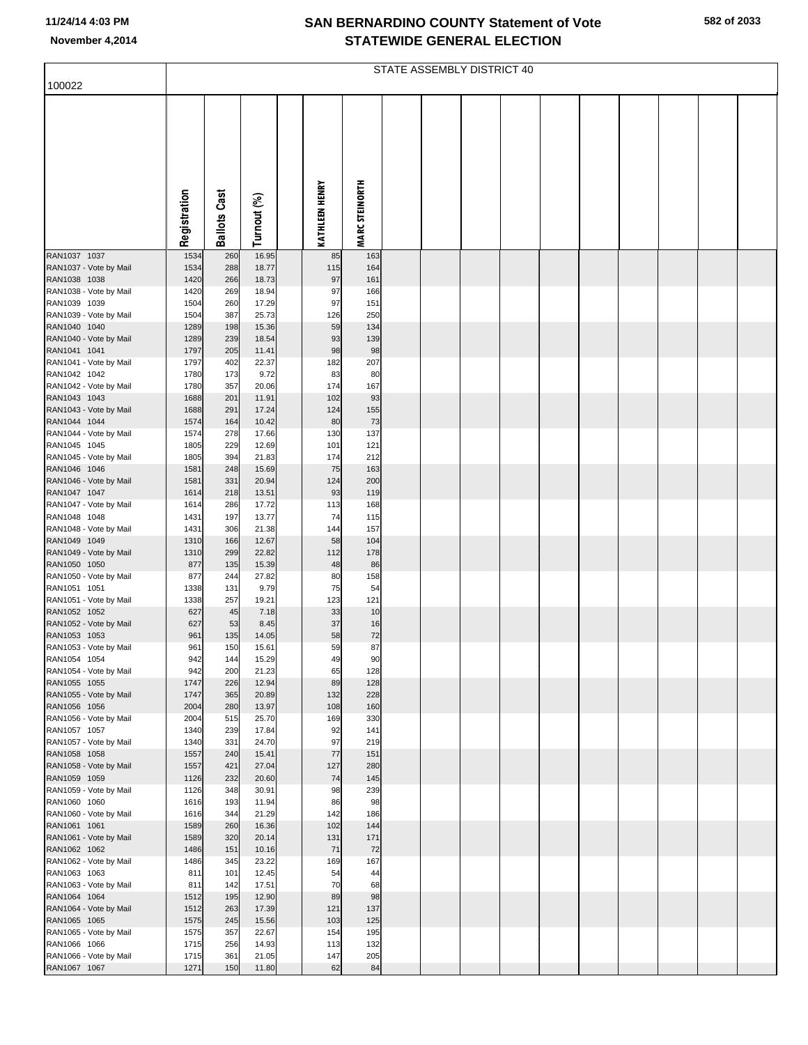# SAN BERNARDINO COUNTY Statement of Vote
## STATEWIDE GENERAL ELECTION

November 4,2014

STATE ASSEMBLY DISTRICT 40

| 100022 | Registration | Ballots Cast | Turnout (%) | KATHLEEN HENRY | MARC STEINORTH |
|---|---|---|---|---|---|
| RAN1037 1037 | 1534 | 260 | 16.95 | 85 | 163 |
| RAN1037 - Vote by Mail | 1534 | 288 | 18.77 | 115 | 164 |
| RAN1038 1038 | 1420 | 266 | 18.73 | 97 | 161 |
| RAN1038 - Vote by Mail | 1420 | 269 | 18.94 | 97 | 166 |
| RAN1039 1039 | 1504 | 260 | 17.29 | 97 | 151 |
| RAN1039 - Vote by Mail | 1504 | 387 | 25.73 | 126 | 250 |
| RAN1040 1040 | 1289 | 198 | 15.36 | 59 | 134 |
| RAN1040 - Vote by Mail | 1289 | 239 | 18.54 | 93 | 139 |
| RAN1041 1041 | 1797 | 205 | 11.41 | 98 | 98 |
| RAN1041 - Vote by Mail | 1797 | 402 | 22.37 | 182 | 207 |
| RAN1042 1042 | 1780 | 173 | 9.72 | 83 | 80 |
| RAN1042 - Vote by Mail | 1780 | 357 | 20.06 | 174 | 167 |
| RAN1043 1043 | 1688 | 201 | 11.91 | 102 | 93 |
| RAN1043 - Vote by Mail | 1688 | 291 | 17.24 | 124 | 155 |
| RAN1044 1044 | 1574 | 164 | 10.42 | 80 | 73 |
| RAN1044 - Vote by Mail | 1574 | 278 | 17.66 | 130 | 137 |
| RAN1045 1045 | 1805 | 229 | 12.69 | 101 | 121 |
| RAN1045 - Vote by Mail | 1805 | 394 | 21.83 | 174 | 212 |
| RAN1046 1046 | 1581 | 248 | 15.69 | 75 | 163 |
| RAN1046 - Vote by Mail | 1581 | 331 | 20.94 | 124 | 200 |
| RAN1047 1047 | 1614 | 218 | 13.51 | 93 | 119 |
| RAN1047 - Vote by Mail | 1614 | 286 | 17.72 | 113 | 168 |
| RAN1048 1048 | 1431 | 197 | 13.77 | 74 | 115 |
| RAN1048 - Vote by Mail | 1431 | 306 | 21.38 | 144 | 157 |
| RAN1049 1049 | 1310 | 166 | 12.67 | 58 | 104 |
| RAN1049 - Vote by Mail | 1310 | 299 | 22.82 | 112 | 178 |
| RAN1050 1050 | 877 | 135 | 15.39 | 48 | 86 |
| RAN1050 - Vote by Mail | 877 | 244 | 27.82 | 80 | 158 |
| RAN1051 1051 | 1338 | 131 | 9.79 | 75 | 54 |
| RAN1051 - Vote by Mail | 1338 | 257 | 19.21 | 123 | 121 |
| RAN1052 1052 | 627 | 45 | 7.18 | 33 | 10 |
| RAN1052 - Vote by Mail | 627 | 53 | 8.45 | 37 | 16 |
| RAN1053 1053 | 961 | 135 | 14.05 | 58 | 72 |
| RAN1053 - Vote by Mail | 961 | 150 | 15.61 | 59 | 87 |
| RAN1054 1054 | 942 | 144 | 15.29 | 49 | 90 |
| RAN1054 - Vote by Mail | 942 | 200 | 21.23 | 65 | 128 |
| RAN1055 1055 | 1747 | 226 | 12.94 | 89 | 128 |
| RAN1055 - Vote by Mail | 1747 | 365 | 20.89 | 132 | 228 |
| RAN1056 1056 | 2004 | 280 | 13.97 | 108 | 160 |
| RAN1056 - Vote by Mail | 2004 | 515 | 25.70 | 169 | 330 |
| RAN1057 1057 | 1340 | 239 | 17.84 | 92 | 141 |
| RAN1057 - Vote by Mail | 1340 | 331 | 24.70 | 97 | 219 |
| RAN1058 1058 | 1557 | 240 | 15.41 | 77 | 151 |
| RAN1058 - Vote by Mail | 1557 | 421 | 27.04 | 127 | 280 |
| RAN1059 1059 | 1126 | 232 | 20.60 | 74 | 145 |
| RAN1059 - Vote by Mail | 1126 | 348 | 30.91 | 98 | 239 |
| RAN1060 1060 | 1616 | 193 | 11.94 | 86 | 98 |
| RAN1060 - Vote by Mail | 1616 | 344 | 21.29 | 142 | 186 |
| RAN1061 1061 | 1589 | 260 | 16.36 | 102 | 144 |
| RAN1061 - Vote by Mail | 1589 | 320 | 20.14 | 131 | 171 |
| RAN1062 1062 | 1486 | 151 | 10.16 | 71 | 72 |
| RAN1062 - Vote by Mail | 1486 | 345 | 23.22 | 169 | 167 |
| RAN1063 1063 | 811 | 101 | 12.45 | 54 | 44 |
| RAN1063 - Vote by Mail | 811 | 142 | 17.51 | 70 | 68 |
| RAN1064 1064 | 1512 | 195 | 12.90 | 89 | 98 |
| RAN1064 - Vote by Mail | 1512 | 263 | 17.39 | 121 | 137 |
| RAN1065 1065 | 1575 | 245 | 15.56 | 103 | 125 |
| RAN1065 - Vote by Mail | 1575 | 357 | 22.67 | 154 | 195 |
| RAN1066 1066 | 1715 | 256 | 14.93 | 113 | 132 |
| RAN1066 - Vote by Mail | 1715 | 361 | 21.05 | 147 | 205 |
| RAN1067 1067 | 1271 | 150 | 11.80 | 62 | 84 |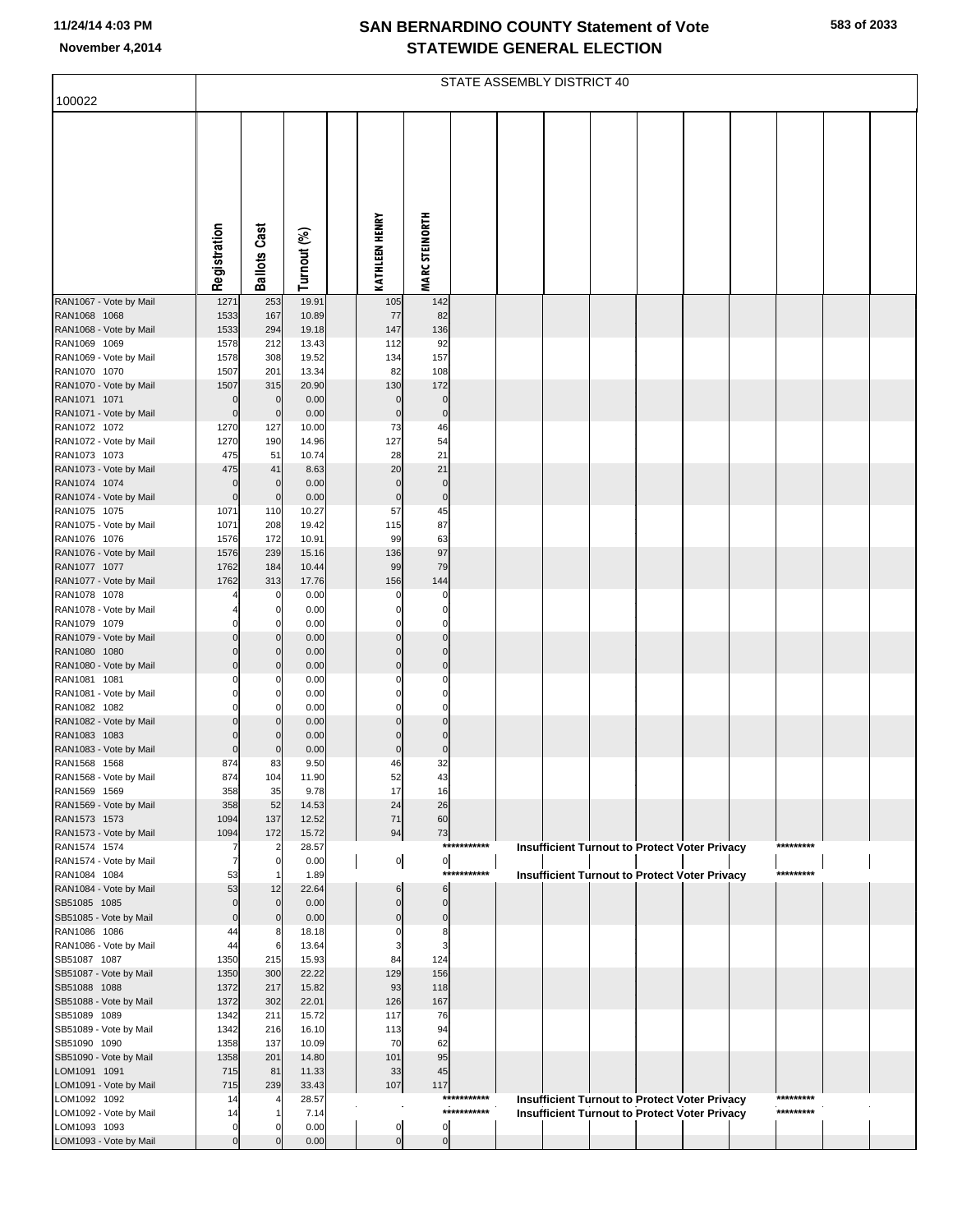# SAN BERNARDINO COUNTY Statement of Vote
# STATEWIDE GENERAL ELECTION

November 4,2014

STATE ASSEMBLY DISTRICT 40

| 100022 | Registration | Ballots Cast | Turnout (%) | | KATHLEEN HENRY | MARC STEINORTH | | | | | | | | | | |
|---|---|---|---|---|---|---|---|---|---|---|---|---|---|---|---|---|
| RAN1067 - Vote by Mail | 1271 | 253 | 19.91 | | 105 | 142 | | | | | | | | | | |
| RAN1068 1068 | 1533 | 167 | 10.89 | | 77 | 82 | | | | | | | | | | |
| RAN1068 - Vote by Mail | 1533 | 294 | 19.18 | | 147 | 136 | | | | | | | | | | |
| RAN1069 1069 | 1578 | 212 | 13.43 | | 112 | 92 | | | | | | | | | | |
| RAN1069 - Vote by Mail | 1578 | 308 | 19.52 | | 134 | 157 | | | | | | | | | | |
| RAN1070 1070 | 1507 | 201 | 13.34 | | 82 | 108 | | | | | | | | | | |
| RAN1070 - Vote by Mail | 1507 | 315 | 20.90 | | 130 | 172 | | | | | | | | | | |
| RAN1071 1071 | 0 | 0 | 0.00 | | 0 | 0 | | | | | | | | | | |
| RAN1071 - Vote by Mail | 0 | 0 | 0.00 | | 0 | 0 | | | | | | | | | | |
| RAN1072 1072 | 1270 | 127 | 10.00 | | 73 | 46 | | | | | | | | | | |
| RAN1072 - Vote by Mail | 1270 | 190 | 14.96 | | 127 | 54 | | | | | | | | | | |
| RAN1073 1073 | 475 | 51 | 10.74 | | 28 | 21 | | | | | | | | | | |
| RAN1073 - Vote by Mail | 475 | 41 | 8.63 | | 20 | 21 | | | | | | | | | | |
| RAN1074 1074 | 0 | 0 | 0.00 | | 0 | 0 | | | | | | | | | | |
| RAN1074 - Vote by Mail | 0 | 0 | 0.00 | | 0 | 0 | | | | | | | | | | |
| RAN1075 1075 | 1071 | 110 | 10.27 | | 57 | 45 | | | | | | | | | | |
| RAN1075 - Vote by Mail | 1071 | 208 | 19.42 | | 115 | 87 | | | | | | | | | | |
| RAN1076 1076 | 1576 | 172 | 10.91 | | 99 | 63 | | | | | | | | | | |
| RAN1076 - Vote by Mail | 1576 | 239 | 15.16 | | 136 | 97 | | | | | | | | | | |
| RAN1077 1077 | 1762 | 184 | 10.44 | | 99 | 79 | | | | | | | | | | |
| RAN1077 - Vote by Mail | 1762 | 313 | 17.76 | | 156 | 144 | | | | | | | | | | |
| RAN1078 1078 | 4 | 0 | 0.00 | | 0 | 0 | | | | | | | | | | |
| RAN1078 - Vote by Mail | 4 | 0 | 0.00 | | 0 | 0 | | | | | | | | | | |
| RAN1079 1079 | 0 | 0 | 0.00 | | 0 | 0 | | | | | | | | | | |
| RAN1079 - Vote by Mail | 0 | 0 | 0.00 | | 0 | 0 | | | | | | | | | | |
| RAN1080 1080 | 0 | 0 | 0.00 | | 0 | 0 | | | | | | | | | | |
| RAN1080 - Vote by Mail | 0 | 0 | 0.00 | | 0 | 0 | | | | | | | | | | |
| RAN1081 1081 | 0 | 0 | 0.00 | | 0 | 0 | | | | | | | | | | |
| RAN1081 - Vote by Mail | 0 | 0 | 0.00 | | 0 | 0 | | | | | | | | | | |
| RAN1082 1082 | 0 | 0 | 0.00 | | 0 | 0 | | | | | | | | | | |
| RAN1082 - Vote by Mail | 0 | 0 | 0.00 | | 0 | 0 | | | | | | | | | | |
| RAN1083 1083 | 0 | 0 | 0.00 | | 0 | 0 | | | | | | | | | | |
| RAN1083 - Vote by Mail | 0 | 0 | 0.00 | | 0 | 0 | | | | | | | | | | |
| RAN1568 1568 | 874 | 83 | 9.50 | | 46 | 32 | | | | | | | | | | |
| RAN1568 - Vote by Mail | 874 | 104 | 11.90 | | 52 | 43 | | | | | | | | | | |
| RAN1569 1569 | 358 | 35 | 9.78 | | 17 | 16 | | | | | | | | | | |
| RAN1569 - Vote by Mail | 358 | 52 | 14.53 | | 24 | 26 | | | | | | | | | | |
| RAN1573 1573 | 1094 | 137 | 12.52 | | 71 | 60 | | | | | | | | | | |
| RAN1573 - Vote by Mail | 1094 | 172 | 15.72 | | 94 | 73 | | | | | | | | | | |
| RAN1574 1574 | 7 | 2 | 28.57 | | | | *********** | Insufficient Turnout to Protect Voter Privacy | | | | | | ********* | | |
| RAN1574 - Vote by Mail | 7 | 0 | 0.00 | | 0 | 0 | | | | | | | | | | |
| RAN1084 1084 | 53 | 1 | 1.89 | | | | *********** | Insufficient Turnout to Protect Voter Privacy | | | | | | ********* | | |
| RAN1084 - Vote by Mail | 53 | 12 | 22.64 | | 6 | 6 | | | | | | | | | | |
| SB51085 1085 | 0 | 0 | 0.00 | | 0 | 0 | | | | | | | | | | |
| SB51085 - Vote by Mail | 0 | 0 | 0.00 | | 0 | 0 | | | | | | | | | | |
| RAN1086 1086 | 44 | 8 | 18.18 | | 0 | 8 | | | | | | | | | | |
| RAN1086 - Vote by Mail | 44 | 6 | 13.64 | | 3 | 3 | | | | | | | | | | |
| SB51087 1087 | 1350 | 215 | 15.93 | | 84 | 124 | | | | | | | | | | |
| SB51087 - Vote by Mail | 1350 | 300 | 22.22 | | 129 | 156 | | | | | | | | | | |
| SB51088 1088 | 1372 | 217 | 15.82 | | 93 | 118 | | | | | | | | | | |
| SB51088 - Vote by Mail | 1372 | 302 | 22.01 | | 126 | 167 | | | | | | | | | | |
| SB51089 1089 | 1342 | 211 | 15.72 | | 117 | 76 | | | | | | | | | | |
| SB51089 - Vote by Mail | 1342 | 216 | 16.10 | | 113 | 94 | | | | | | | | | | |
| SB51090 1090 | 1358 | 137 | 10.09 | | 70 | 62 | | | | | | | | | | |
| SB51090 - Vote by Mail | 1358 | 201 | 14.80 | | 101 | 95 | | | | | | | | | | |
| LOM1091 1091 | 715 | 81 | 11.33 | | 33 | 45 | | | | | | | | | | |
| LOM1091 - Vote by Mail | 715 | 239 | 33.43 | | 107 | 117 | | | | | | | | | | |
| LOM1092 1092 | 14 | 4 | 28.57 | | | | *********** | Insufficient Turnout to Protect Voter Privacy | | | | | | ********* | | |
| LOM1092 - Vote by Mail | 14 | 1 | 7.14 | | | | *********** | Insufficient Turnout to Protect Voter Privacy | | | | | | ********* | | |
| LOM1093 1093 | 0 | 0 | 0.00 | | 0 | 0 | | | | | | | | | | |
| LOM1093 - Vote by Mail | 0 | 0 | 0.00 | | 0 | 0 | | | | | | | | | | |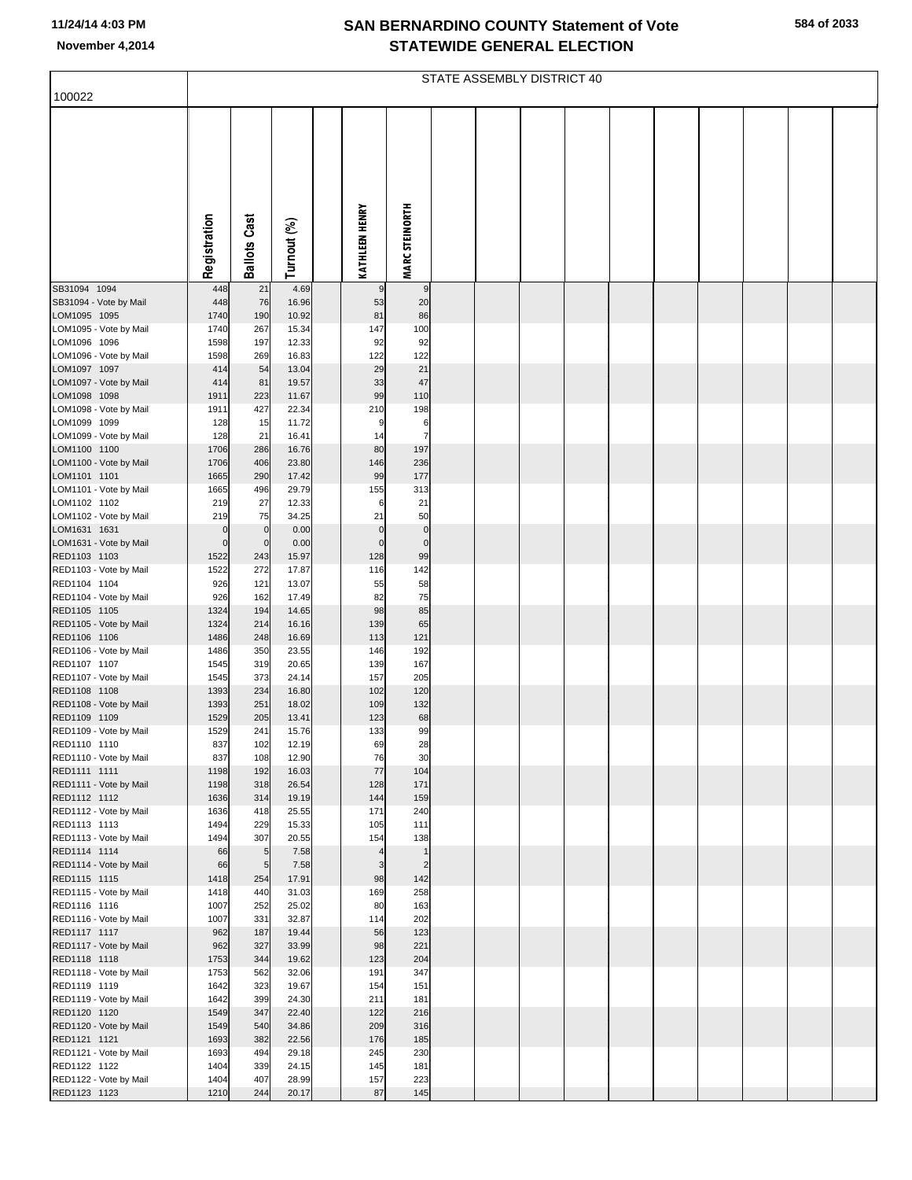# SAN BERNARDINO COUNTY Statement of Vote
## STATEWIDE GENERAL ELECTION

November 4,2014

| 100022 | STATE ASSEMBLY DISTRICT 40 | | | | | |
|---|---|---|---|---|---|---|
| | Registration | Ballots Cast | Turnout (%) | | KATHLEEN HENRY | MARC STEINORTH |
| SB31094 1094 | 448 | 21 | 4.69 | | 9 | 9 |
| SB31094 - Vote by Mail | 448 | 76 | 16.96 | | 53 | 20 |
| LOM1095 1095 | 1740 | 190 | 10.92 | | 81 | 86 |
| LOM1095 - Vote by Mail | 1740 | 267 | 15.34 | | 147 | 100 |
| LOM1096 1096 | 1598 | 197 | 12.33 | | 92 | 92 |
| LOM1096 - Vote by Mail | 1598 | 269 | 16.83 | | 122 | 122 |
| LOM1097 1097 | 414 | 54 | 13.04 | | 29 | 21 |
| LOM1097 - Vote by Mail | 414 | 81 | 19.57 | | 33 | 47 |
| LOM1098 1098 | 1911 | 223 | 11.67 | | 99 | 110 |
| LOM1098 - Vote by Mail | 1911 | 427 | 22.34 | | 210 | 198 |
| LOM1099 1099 | 128 | 15 | 11.72 | | 9 | 6 |
| LOM1099 - Vote by Mail | 128 | 21 | 16.41 | | 14 | 7 |
| LOM1100 1100 | 1706 | 286 | 16.76 | | 80 | 197 |
| LOM1100 - Vote by Mail | 1706 | 406 | 23.80 | | 146 | 236 |
| LOM1101 1101 | 1665 | 290 | 17.42 | | 99 | 177 |
| LOM1101 - Vote by Mail | 1665 | 496 | 29.79 | | 155 | 313 |
| LOM1102 1102 | 219 | 27 | 12.33 | | 6 | 21 |
| LOM1102 - Vote by Mail | 219 | 75 | 34.25 | | 21 | 50 |
| LOM1631 1631 | 0 | 0 | 0.00 | | 0 | 0 |
| LOM1631 - Vote by Mail | 0 | 0 | 0.00 | | 0 | 0 |
| RED1103 1103 | 1522 | 243 | 15.97 | | 128 | 99 |
| RED1103 - Vote by Mail | 1522 | 272 | 17.87 | | 116 | 142 |
| RED1104 1104 | 926 | 121 | 13.07 | | 55 | 58 |
| RED1104 - Vote by Mail | 926 | 162 | 17.49 | | 82 | 75 |
| RED1105 1105 | 1324 | 194 | 14.65 | | 98 | 85 |
| RED1105 - Vote by Mail | 1324 | 214 | 16.16 | | 139 | 65 |
| RED1106 1106 | 1486 | 248 | 16.69 | | 113 | 121 |
| RED1106 - Vote by Mail | 1486 | 350 | 23.55 | | 146 | 192 |
| RED1107 1107 | 1545 | 319 | 20.65 | | 139 | 167 |
| RED1107 - Vote by Mail | 1545 | 373 | 24.14 | | 157 | 205 |
| RED1108 1108 | 1393 | 234 | 16.80 | | 102 | 120 |
| RED1108 - Vote by Mail | 1393 | 251 | 18.02 | | 109 | 132 |
| RED1109 1109 | 1529 | 205 | 13.41 | | 123 | 68 |
| RED1109 - Vote by Mail | 1529 | 241 | 15.76 | | 133 | 99 |
| RED1110 1110 | 837 | 102 | 12.19 | | 69 | 28 |
| RED1110 - Vote by Mail | 837 | 108 | 12.90 | | 76 | 30 |
| RED1111 1111 | 1198 | 192 | 16.03 | | 77 | 104 |
| RED1111 - Vote by Mail | 1198 | 318 | 26.54 | | 128 | 171 |
| RED1112 1112 | 1636 | 314 | 19.19 | | 144 | 159 |
| RED1112 - Vote by Mail | 1636 | 418 | 25.55 | | 171 | 240 |
| RED1113 1113 | 1494 | 229 | 15.33 | | 105 | 111 |
| RED1113 - Vote by Mail | 1494 | 307 | 20.55 | | 154 | 138 |
| RED1114 1114 | 66 | 5 | 7.58 | | 4 | 1 |
| RED1114 - Vote by Mail | 66 | 5 | 7.58 | | 3 | 2 |
| RED1115 1115 | 1418 | 254 | 17.91 | | 98 | 142 |
| RED1115 - Vote by Mail | 1418 | 440 | 31.03 | | 169 | 258 |
| RED1116 1116 | 1007 | 252 | 25.02 | | 80 | 163 |
| RED1116 - Vote by Mail | 1007 | 331 | 32.87 | | 114 | 202 |
| RED1117 1117 | 962 | 187 | 19.44 | | 56 | 123 |
| RED1117 - Vote by Mail | 962 | 327 | 33.99 | | 98 | 221 |
| RED1118 1118 | 1753 | 344 | 19.62 | | 123 | 204 |
| RED1118 - Vote by Mail | 1753 | 562 | 32.06 | | 191 | 347 |
| RED1119 1119 | 1642 | 323 | 19.67 | | 154 | 151 |
| RED1119 - Vote by Mail | 1642 | 399 | 24.30 | | 211 | 181 |
| RED1120 1120 | 1549 | 347 | 22.40 | | 122 | 216 |
| RED1120 - Vote by Mail | 1549 | 540 | 34.86 | | 209 | 316 |
| RED1121 1121 | 1693 | 382 | 22.56 | | 176 | 185 |
| RED1121 - Vote by Mail | 1693 | 494 | 29.18 | | 245 | 230 |
| RED1122 1122 | 1404 | 339 | 24.15 | | 145 | 181 |
| RED1122 - Vote by Mail | 1404 | 407 | 28.99 | | 157 | 223 |
| RED1123 1123 | 1210 | 244 | 20.17 | | 87 | 145 |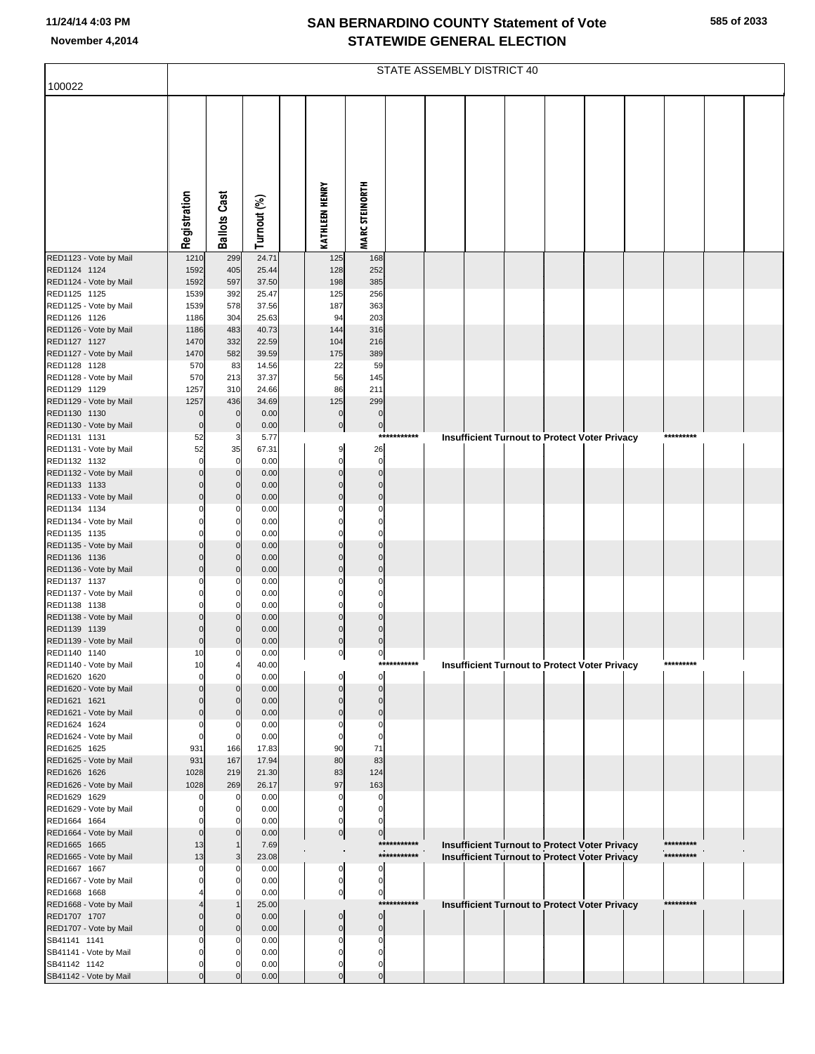# SAN BERNARDINO COUNTY Statement of Vote
## STATEWIDE GENERAL ELECTION

11/24/14 4:03 PM
November 4,2014

100022

STATE ASSEMBLY DISTRICT 40

| | Registration | Ballots Cast | Turnout (%) | | KATHLEEN HENRY | MARC STEINORTH | | | | | | | | | | |
|---|---|---|---|---|---|---|---|---|---|---|---|---|---|---|---|---|
| RED1123 - Vote by Mail | 1210 | 299 | 24.71 | | 125 | 168 | | | | | | | | | | |
| RED1124 1124 | 1592 | 405 | 25.44 | | 128 | 252 | | | | | | | | | | |
| RED1124 - Vote by Mail | 1592 | 597 | 37.50 | | 198 | 385 | | | | | | | | | | |
| RED1125 1125 | 1539 | 392 | 25.47 | | 125 | 256 | | | | | | | | | | |
| RED1125 - Vote by Mail | 1539 | 578 | 37.56 | | 187 | 363 | | | | | | | | | | |
| RED1126 1126 | 1186 | 304 | 25.63 | | 94 | 203 | | | | | | | | | | |
| RED1126 - Vote by Mail | 1186 | 483 | 40.73 | | 144 | 316 | | | | | | | | | | |
| RED1127 1127 | 1470 | 332 | 22.59 | | 104 | 216 | | | | | | | | | | |
| RED1127 - Vote by Mail | 1470 | 582 | 39.59 | | 175 | 389 | | | | | | | | | | |
| RED1128 1128 | 570 | 83 | 14.56 | | 22 | 59 | | | | | | | | | | |
| RED1128 - Vote by Mail | 570 | 213 | 37.37 | | 56 | 145 | | | | | | | | | | |
| RED1129 1129 | 1257 | 310 | 24.66 | | 86 | 211 | | | | | | | | | | |
| RED1129 - Vote by Mail | 1257 | 436 | 34.69 | | 125 | 299 | | | | | | | | | | |
| RED1130 1130 | 0 | 0 | 0.00 | | 0 | 0 | | | | | | | | | | |
| RED1130 - Vote by Mail | 0 | 0 | 0.00 | | 0 | 0 | | | | | | | | | | |
| RED1131 1131 | 52 | 3 | 5.77 | | | | *********** | Insufficient Turnout to Protect Voter Privacy | | | | | | ********* | | |
| RED1131 - Vote by Mail | 52 | 35 | 67.31 | | 9 | 26 | | | | | | | | | | |
| RED1132 1132 | 0 | 0 | 0.00 | | 0 | 0 | | | | | | | | | | |
| RED1132 - Vote by Mail | 0 | 0 | 0.00 | | 0 | 0 | | | | | | | | | | |
| RED1133 1133 | 0 | 0 | 0.00 | | 0 | 0 | | | | | | | | | | |
| RED1133 - Vote by Mail | 0 | 0 | 0.00 | | 0 | 0 | | | | | | | | | | |
| RED1134 1134 | 0 | 0 | 0.00 | | 0 | 0 | | | | | | | | | | |
| RED1134 - Vote by Mail | 0 | 0 | 0.00 | | 0 | 0 | | | | | | | | | | |
| RED1135 1135 | 0 | 0 | 0.00 | | 0 | 0 | | | | | | | | | | |
| RED1135 - Vote by Mail | 0 | 0 | 0.00 | | 0 | 0 | | | | | | | | | | |
| RED1136 1136 | 0 | 0 | 0.00 | | 0 | 0 | | | | | | | | | | |
| RED1136 - Vote by Mail | 0 | 0 | 0.00 | | 0 | 0 | | | | | | | | | | |
| RED1137 1137 | 0 | 0 | 0.00 | | 0 | 0 | | | | | | | | | | |
| RED1137 - Vote by Mail | 0 | 0 | 0.00 | | 0 | 0 | | | | | | | | | | |
| RED1138 1138 | 0 | 0 | 0.00 | | 0 | 0 | | | | | | | | | | |
| RED1138 - Vote by Mail | 0 | 0 | 0.00 | | 0 | 0 | | | | | | | | | | |
| RED1139 1139 | 0 | 0 | 0.00 | | 0 | 0 | | | | | | | | | | |
| RED1139 - Vote by Mail | 0 | 0 | 0.00 | | 0 | 0 | | | | | | | | | | |
| RED1140 1140 | 10 | 0 | 0.00 | | 0 | 0 | | | | | | | | | | |
| RED1140 - Vote by Mail | 10 | 4 | 40.00 | | | | *********** | Insufficient Turnout to Protect Voter Privacy | | | | | | ********* | | |
| RED1620 1620 | 0 | 0 | 0.00 | | 0 | 0 | | | | | | | | | | |
| RED1620 - Vote by Mail | 0 | 0 | 0.00 | | 0 | 0 | | | | | | | | | | |
| RED1621 1621 | 0 | 0 | 0.00 | | 0 | 0 | | | | | | | | | | |
| RED1621 - Vote by Mail | 0 | 0 | 0.00 | | 0 | 0 | | | | | | | | | | |
| RED1624 1624 | 0 | 0 | 0.00 | | 0 | 0 | | | | | | | | | | |
| RED1624 - Vote by Mail | 0 | 0 | 0.00 | | 0 | 0 | | | | | | | | | | |
| RED1625 1625 | 931 | 166 | 17.83 | | 90 | 71 | | | | | | | | | | |
| RED1625 - Vote by Mail | 931 | 167 | 17.94 | | 80 | 83 | | | | | | | | | | |
| RED1626 1626 | 1028 | 219 | 21.30 | | 83 | 124 | | | | | | | | | | |
| RED1626 - Vote by Mail | 1028 | 269 | 26.17 | | 97 | 163 | | | | | | | | | | |
| RED1629 1629 | 0 | 0 | 0.00 | | 0 | 0 | | | | | | | | | | |
| RED1629 - Vote by Mail | 0 | 0 | 0.00 | | 0 | 0 | | | | | | | | | | |
| RED1664 1664 | 0 | 0 | 0.00 | | 0 | 0 | | | | | | | | | | |
| RED1664 - Vote by Mail | 0 | 0 | 0.00 | | 0 | 0 | | | | | | | | | | |
| RED1665 1665 | 13 | 1 | 7.69 | | | | *********** | Insufficient Turnout to Protect Voter Privacy | | | | | | ********* | | |
| RED1665 - Vote by Mail | 13 | 3 | 23.08 | | | | *********** | Insufficient Turnout to Protect Voter Privacy | | | | | | ********* | | |
| RED1667 1667 | 0 | 0 | 0.00 | | 0 | 0 | | | | | | | | | | |
| RED1667 - Vote by Mail | 0 | 0 | 0.00 | | 0 | 0 | | | | | | | | | | |
| RED1668 1668 | 4 | 0 | 0.00 | | 0 | 0 | | | | | | | | | | |
| RED1668 - Vote by Mail | 4 | 1 | 25.00 | | | | *********** | Insufficient Turnout to Protect Voter Privacy | | | | | | ********* | | |
| RED1707 1707 | 0 | 0 | 0.00 | | 0 | 0 | | | | | | | | | | |
| RED1707 - Vote by Mail | 0 | 0 | 0.00 | | 0 | 0 | | | | | | | | | | |
| SB41141 1141 | 0 | 0 | 0.00 | | 0 | 0 | | | | | | | | | | |
| SB41141 - Vote by Mail | 0 | 0 | 0.00 | | 0 | 0 | | | | | | | | | | |
| SB41142 1142 | 0 | 0 | 0.00 | | 0 | 0 | | | | | | | | | | |
| SB41142 - Vote by Mail | 0 | 0 | 0.00 | | 0 | 0 | | | | | | | | | | |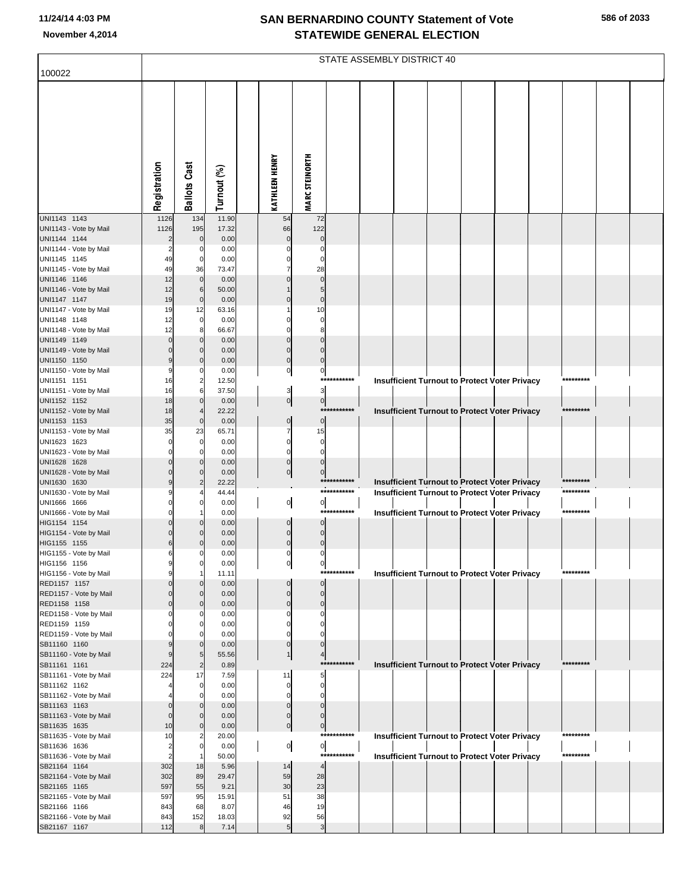# SAN BERNARDINO COUNTY Statement of Vote
## STATEWIDE GENERAL ELECTION

November 4,2014

STATE ASSEMBLY DISTRICT 40

100022

| | Registration | Ballots Cast | Turnout (%) | KATHLEEN HENRY | MARC STEINORTH |
|---|---|---|---|---|---|
| UNI1143 1143 | 1126 | 134 | 11.90 | 54 | 72 |
| UNI1143 - Vote by Mail | 1126 | 195 | 17.32 | 66 | 122 |
| UNI1144 1144 | 2 | 0 | 0.00 | 0 | 0 |
| UNI1144 - Vote by Mail | 2 | 0 | 0.00 | 0 | 0 |
| UNI1145 1145 | 49 | 0 | 0.00 | 0 | 0 |
| UNI1145 - Vote by Mail | 49 | 36 | 73.47 | 7 | 28 |
| UNI1146 1146 | 12 | 0 | 0.00 | 0 | 0 |
| UNI1146 - Vote by Mail | 12 | 6 | 50.00 | 1 | 5 |
| UNI1147 1147 | 19 | 0 | 0.00 | 0 | 0 |
| UNI1147 - Vote by Mail | 19 | 12 | 63.16 | 1 | 10 |
| UNI1148 1148 | 12 | 0 | 0.00 | 0 | 0 |
| UNI1148 - Vote by Mail | 12 | 8 | 66.67 | 0 | 8 |
| UNI1149 1149 | 0 | 0 | 0.00 | 0 | 0 |
| UNI1149 - Vote by Mail | 0 | 0 | 0.00 | 0 | 0 |
| UNI1150 1150 | 9 | 0 | 0.00 | 0 | 0 |
| UNI1150 - Vote by Mail | 9 | 0 | 0.00 | 0 | 0 |
| UNI1151 1151 | 16 | 2 | 12.50 | *********** Insufficient Turnout to Protect Voter Privacy ********* | |
| UNI1151 - Vote by Mail | 16 | 6 | 37.50 | 3 | 3 |
| UNI1152 1152 | 18 | 0 | 0.00 | 0 | 0 |
| UNI1152 - Vote by Mail | 18 | 4 | 22.22 | *********** Insufficient Turnout to Protect Voter Privacy ********* | |
| UNI1153 1153 | 35 | 0 | 0.00 | 0 | 0 |
| UNI1153 - Vote by Mail | 35 | 23 | 65.71 | 7 | 15 |
| UNI1623 1623 | 0 | 0 | 0.00 | 0 | 0 |
| UNI1623 - Vote by Mail | 0 | 0 | 0.00 | 0 | 0 |
| UNI1628 1628 | 0 | 0 | 0.00 | 0 | 0 |
| UNI1628 - Vote by Mail | 0 | 0 | 0.00 | 0 | 0 |
| UNI1630 1630 | 9 | 2 | 22.22 | *********** Insufficient Turnout to Protect Voter Privacy ********* | |
| UNI1630 - Vote by Mail | 9 | 4 | 44.44 | *********** Insufficient Turnout to Protect Voter Privacy ********* | |
| UNI1666 1666 | 0 | 0 | 0.00 | 0 | 0 |
| UNI1666 - Vote by Mail | 0 | 1 | 0.00 | *********** Insufficient Turnout to Protect Voter Privacy ********* | |
| HIG1154 1154 | 0 | 0 | 0.00 | 0 | 0 |
| HIG1154 - Vote by Mail | 0 | 0 | 0.00 | 0 | 0 |
| HIG1155 1155 | 6 | 0 | 0.00 | 0 | 0 |
| HIG1155 - Vote by Mail | 6 | 0 | 0.00 | 0 | 0 |
| HIG1156 1156 | 9 | 0 | 0.00 | 0 | 0 |
| HIG1156 - Vote by Mail | 9 | 1 | 11.11 | *********** Insufficient Turnout to Protect Voter Privacy ********* | |
| RED1157 1157 | 0 | 0 | 0.00 | 0 | 0 |
| RED1157 - Vote by Mail | 0 | 0 | 0.00 | 0 | 0 |
| RED1158 1158 | 0 | 0 | 0.00 | 0 | 0 |
| RED1158 - Vote by Mail | 0 | 0 | 0.00 | 0 | 0 |
| RED1159 1159 | 0 | 0 | 0.00 | 0 | 0 |
| RED1159 - Vote by Mail | 0 | 0 | 0.00 | 0 | 0 |
| SB11160 1160 | 9 | 0 | 0.00 | 0 | 0 |
| SB11160 - Vote by Mail | 9 | 5 | 55.56 | 1 | 4 |
| SB11161 1161 | 224 | 2 | 0.89 | *********** Insufficient Turnout to Protect Voter Privacy ********* | |
| SB11161 - Vote by Mail | 224 | 17 | 7.59 | 11 | 5 |
| SB11162 1162 | 4 | 0 | 0.00 | 0 | 0 |
| SB11162 - Vote by Mail | 4 | 0 | 0.00 | 0 | 0 |
| SB11163 1163 | 0 | 0 | 0.00 | 0 | 0 |
| SB11163 - Vote by Mail | 0 | 0 | 0.00 | 0 | 0 |
| SB11635 1635 | 10 | 0 | 0.00 | 0 | 0 |
| SB11635 - Vote by Mail | 10 | 2 | 20.00 | *********** Insufficient Turnout to Protect Voter Privacy ********* | |
| SB11636 1636 | 2 | 0 | 0.00 | 0 | 0 |
| SB11636 - Vote by Mail | 2 | 1 | 50.00 | *********** Insufficient Turnout to Protect Voter Privacy ********* | |
| SB21164 1164 | 302 | 18 | 5.96 | 14 | 4 |
| SB21164 - Vote by Mail | 302 | 89 | 29.47 | 59 | 28 |
| SB21165 1165 | 597 | 55 | 9.21 | 30 | 23 |
| SB21165 - Vote by Mail | 597 | 95 | 15.91 | 51 | 38 |
| SB21166 1166 | 843 | 68 | 8.07 | 46 | 19 |
| SB21166 - Vote by Mail | 843 | 152 | 18.03 | 92 | 56 |
| SB21167 1167 | 112 | 8 | 7.14 | 5 | 3 |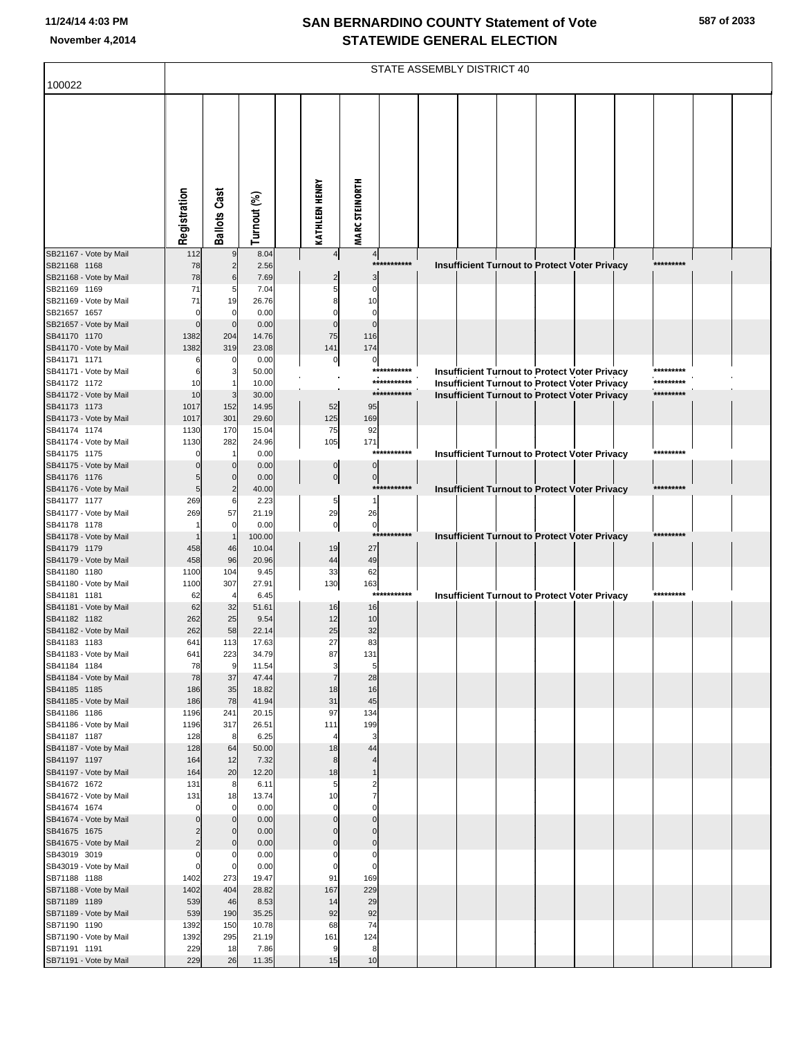# SAN BERNARDINO COUNTY Statement of Vote
# STATEWIDE GENERAL ELECTION

November 4,2014

100022 — STATE ASSEMBLY DISTRICT 40

| | Registration | Ballots Cast | Turnout (%) | KATHLEEN HENRY | MARC STEINORTH | |
|---|---|---|---|---|---|---|
| SB21167 - Vote by Mail | 112 | 9 | 8.04 | 4 | 4 | |
| SB21168 1168 | 78 | 2 | 2.56 | | *********** | Insufficient Turnout to Protect Voter Privacy ********* |
| SB21168 - Vote by Mail | 78 | 6 | 7.69 | 2 | 3 | |
| SB21169 1169 | 71 | 5 | 7.04 | 5 | 0 | |
| SB21169 - Vote by Mail | 71 | 19 | 26.76 | 8 | 10 | |
| SB21657 1657 | 0 | 0 | 0.00 | 0 | 0 | |
| SB21657 - Vote by Mail | 0 | 0 | 0.00 | 0 | 0 | |
| SB41170 1170 | 1382 | 204 | 14.76 | 75 | 116 | |
| SB41170 - Vote by Mail | 1382 | 319 | 23.08 | 141 | 174 | |
| SB41171 1171 | 6 | 0 | 0.00 | 0 | 0 | |
| SB41171 - Vote by Mail | 6 | 3 | 50.00 | | *********** | Insufficient Turnout to Protect Voter Privacy ********* |
| SB41172 1172 | 10 | 1 | 10.00 | | *********** | Insufficient Turnout to Protect Voter Privacy ********* |
| SB41172 - Vote by Mail | 10 | 3 | 30.00 | | *********** | Insufficient Turnout to Protect Voter Privacy ********* |
| SB41173 1173 | 1017 | 152 | 14.95 | 52 | 95 | |
| SB41173 - Vote by Mail | 1017 | 301 | 29.60 | 125 | 169 | |
| SB41174 1174 | 1130 | 170 | 15.04 | 75 | 92 | |
| SB41174 - Vote by Mail | 1130 | 282 | 24.96 | 105 | 171 | |
| SB41175 1175 | 0 | 1 | 0.00 | | *********** | Insufficient Turnout to Protect Voter Privacy ********* |
| SB41175 - Vote by Mail | 0 | 0 | 0.00 | 0 | 0 | |
| SB41176 1176 | 5 | 0 | 0.00 | 0 | 0 | |
| SB41176 - Vote by Mail | 5 | 2 | 40.00 | | *********** | Insufficient Turnout to Protect Voter Privacy ********* |
| SB41177 1177 | 269 | 6 | 2.23 | 5 | 1 | |
| SB41177 - Vote by Mail | 269 | 57 | 21.19 | 29 | 26 | |
| SB41178 1178 | 1 | 0 | 0.00 | 0 | 0 | |
| SB41178 - Vote by Mail | 1 | 1 | 100.00 | | *********** | Insufficient Turnout to Protect Voter Privacy ********* |
| SB41179 1179 | 458 | 46 | 10.04 | 19 | 27 | |
| SB41179 - Vote by Mail | 458 | 96 | 20.96 | 44 | 49 | |
| SB41180 1180 | 1100 | 104 | 9.45 | 33 | 62 | |
| SB41180 - Vote by Mail | 1100 | 307 | 27.91 | 130 | 163 | |
| SB41181 1181 | 62 | 4 | 6.45 | | *********** | Insufficient Turnout to Protect Voter Privacy ********* |
| SB41181 - Vote by Mail | 62 | 32 | 51.61 | 16 | 16 | |
| SB41182 1182 | 262 | 25 | 9.54 | 12 | 10 | |
| SB41182 - Vote by Mail | 262 | 58 | 22.14 | 25 | 32 | |
| SB41183 1183 | 641 | 113 | 17.63 | 27 | 83 | |
| SB41183 - Vote by Mail | 641 | 223 | 34.79 | 87 | 131 | |
| SB41184 1184 | 78 | 9 | 11.54 | 3 | 5 | |
| SB41184 - Vote by Mail | 78 | 37 | 47.44 | 7 | 28 | |
| SB41185 1185 | 186 | 35 | 18.82 | 18 | 16 | |
| SB41185 - Vote by Mail | 186 | 78 | 41.94 | 31 | 45 | |
| SB41186 1186 | 1196 | 241 | 20.15 | 97 | 134 | |
| SB41186 - Vote by Mail | 1196 | 317 | 26.51 | 111 | 199 | |
| SB41187 1187 | 128 | 8 | 6.25 | 4 | 3 | |
| SB41187 - Vote by Mail | 128 | 64 | 50.00 | 18 | 44 | |
| SB41197 1197 | 164 | 12 | 7.32 | 8 | 4 | |
| SB41197 - Vote by Mail | 164 | 20 | 12.20 | 18 | 1 | |
| SB41672 1672 | 131 | 8 | 6.11 | 5 | 2 | |
| SB41672 - Vote by Mail | 131 | 18 | 13.74 | 10 | 7 | |
| SB41674 1674 | 0 | 0 | 0.00 | 0 | 0 | |
| SB41674 - Vote by Mail | 0 | 0 | 0.00 | 0 | 0 | |
| SB41675 1675 | 2 | 0 | 0.00 | 0 | 0 | |
| SB41675 - Vote by Mail | 2 | 0 | 0.00 | 0 | 0 | |
| SB43019 3019 | 0 | 0 | 0.00 | 0 | 0 | |
| SB43019 - Vote by Mail | 0 | 0 | 0.00 | 0 | 0 | |
| SB71188 1188 | 1402 | 273 | 19.47 | 91 | 169 | |
| SB71188 - Vote by Mail | 1402 | 404 | 28.82 | 167 | 229 | |
| SB71189 1189 | 539 | 46 | 8.53 | 14 | 29 | |
| SB71189 - Vote by Mail | 539 | 190 | 35.25 | 92 | 92 | |
| SB71190 1190 | 1392 | 150 | 10.78 | 68 | 74 | |
| SB71190 - Vote by Mail | 1392 | 295 | 21.19 | 161 | 124 | |
| SB71191 1191 | 229 | 18 | 7.86 | 9 | 8 | |
| SB71191 - Vote by Mail | 229 | 26 | 11.35 | 15 | 10 | |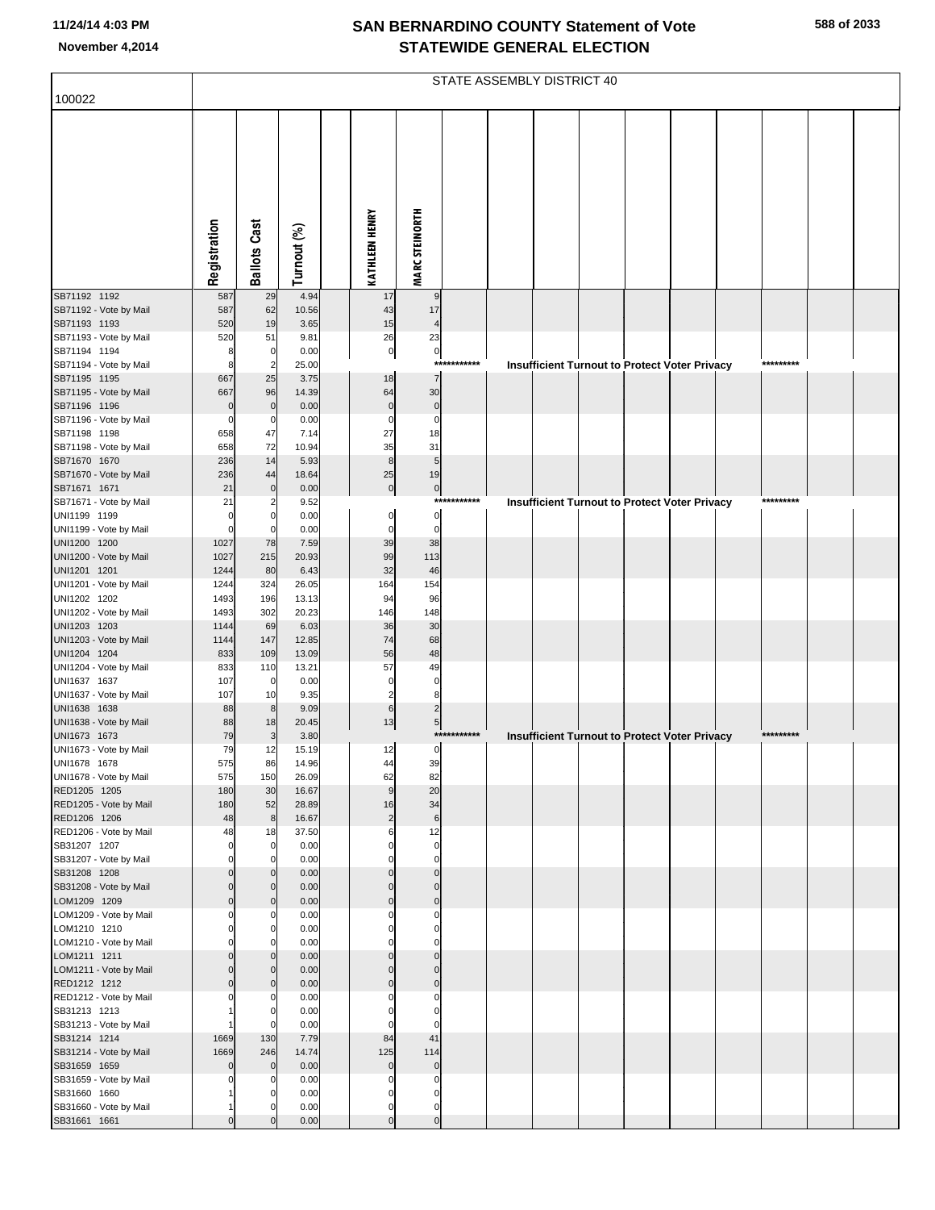# SAN BERNARDINO COUNTY Statement of Vote
## STATEWIDE GENERAL ELECTION

11/24/14 4:03 PM
November 4,2014

100022

STATE ASSEMBLY DISTRICT 40

| | Registration | Ballots Cast | Turnout (%) | | KATHLEEN HENRY | MARC STEINORTH |
|---|---|---|---|---|---|---|
| SB71192 1192 | 587 | 29 | 4.94 | | 17 | 9 |
| SB71192 - Vote by Mail | 587 | 62 | 10.56 | | 43 | 17 |
| SB71193 1193 | 520 | 19 | 3.65 | | 15 | 4 |
| SB71193 - Vote by Mail | 520 | 51 | 9.81 | | 26 | 23 |
| SB71194 1194 | 8 | 0 | 0.00 | | 0 | 0 |
| SB71194 - Vote by Mail | 8 | 2 | 25.00 | | *********** Insufficient Turnout to Protect Voter Privacy ********* | |
| SB71195 1195 | 667 | 25 | 3.75 | | 18 | 7 |
| SB71195 - Vote by Mail | 667 | 96 | 14.39 | | 64 | 30 |
| SB71196 1196 | 0 | 0 | 0.00 | | 0 | 0 |
| SB71196 - Vote by Mail | 0 | 0 | 0.00 | | 0 | 0 |
| SB71198 1198 | 658 | 47 | 7.14 | | 27 | 18 |
| SB71198 - Vote by Mail | 658 | 72 | 10.94 | | 35 | 31 |
| SB71670 1670 | 236 | 14 | 5.93 | | 8 | 5 |
| SB71670 - Vote by Mail | 236 | 44 | 18.64 | | 25 | 19 |
| SB71671 1671 | 21 | 0 | 0.00 | | 0 | 0 |
| SB71671 - Vote by Mail | 21 | 2 | 9.52 | | *********** Insufficient Turnout to Protect Voter Privacy ********* | |
| UNI1199 1199 | 0 | 0 | 0.00 | | 0 | 0 |
| UNI1199 - Vote by Mail | 0 | 0 | 0.00 | | 0 | 0 |
| UNI1200 1200 | 1027 | 78 | 7.59 | | 39 | 38 |
| UNI1200 - Vote by Mail | 1027 | 215 | 20.93 | | 99 | 113 |
| UNI1201 1201 | 1244 | 80 | 6.43 | | 32 | 46 |
| UNI1201 - Vote by Mail | 1244 | 324 | 26.05 | | 164 | 154 |
| UNI1202 1202 | 1493 | 196 | 13.13 | | 94 | 96 |
| UNI1202 - Vote by Mail | 1493 | 302 | 20.23 | | 146 | 148 |
| UNI1203 1203 | 1144 | 69 | 6.03 | | 36 | 30 |
| UNI1203 - Vote by Mail | 1144 | 147 | 12.85 | | 74 | 68 |
| UNI1204 1204 | 833 | 109 | 13.09 | | 56 | 48 |
| UNI1204 - Vote by Mail | 833 | 110 | 13.21 | | 57 | 49 |
| UNI1637 1637 | 107 | 0 | 0.00 | | 0 | 0 |
| UNI1637 - Vote by Mail | 107 | 10 | 9.35 | | 2 | 8 |
| UNI1638 1638 | 88 | 8 | 9.09 | | 6 | 2 |
| UNI1638 - Vote by Mail | 88 | 18 | 20.45 | | 13 | 5 |
| UNI1673 1673 | 79 | 3 | 3.80 | | *********** Insufficient Turnout to Protect Voter Privacy ********* | |
| UNI1673 - Vote by Mail | 79 | 12 | 15.19 | | 12 | 0 |
| UNI1678 1678 | 575 | 86 | 14.96 | | 44 | 39 |
| UNI1678 - Vote by Mail | 575 | 150 | 26.09 | | 62 | 82 |
| RED1205 1205 | 180 | 30 | 16.67 | | 9 | 20 |
| RED1205 - Vote by Mail | 180 | 52 | 28.89 | | 16 | 34 |
| RED1206 1206 | 48 | 8 | 16.67 | | 2 | 6 |
| RED1206 - Vote by Mail | 48 | 18 | 37.50 | | 6 | 12 |
| SB31207 1207 | 0 | 0 | 0.00 | | 0 | 0 |
| SB31207 - Vote by Mail | 0 | 0 | 0.00 | | 0 | 0 |
| SB31208 1208 | 0 | 0 | 0.00 | | 0 | 0 |
| SB31208 - Vote by Mail | 0 | 0 | 0.00 | | 0 | 0 |
| LOM1209 1209 | 0 | 0 | 0.00 | | 0 | 0 |
| LOM1209 - Vote by Mail | 0 | 0 | 0.00 | | 0 | 0 |
| LOM1210 1210 | 0 | 0 | 0.00 | | 0 | 0 |
| LOM1210 - Vote by Mail | 0 | 0 | 0.00 | | 0 | 0 |
| LOM1211 1211 | 0 | 0 | 0.00 | | 0 | 0 |
| LOM1211 - Vote by Mail | 0 | 0 | 0.00 | | 0 | 0 |
| RED1212 1212 | 0 | 0 | 0.00 | | 0 | 0 |
| RED1212 - Vote by Mail | 0 | 0 | 0.00 | | 0 | 0 |
| SB31213 1213 | 1 | 0 | 0.00 | | 0 | 0 |
| SB31213 - Vote by Mail | 1 | 0 | 0.00 | | 0 | 0 |
| SB31214 1214 | 1669 | 130 | 7.79 | | 84 | 41 |
| SB31214 - Vote by Mail | 1669 | 246 | 14.74 | | 125 | 114 |
| SB31659 1659 | 0 | 0 | 0.00 | | 0 | 0 |
| SB31659 - Vote by Mail | 0 | 0 | 0.00 | | 0 | 0 |
| SB31660 1660 | 1 | 0 | 0.00 | | 0 | 0 |
| SB31660 - Vote by Mail | 1 | 0 | 0.00 | | 0 | 0 |
| SB31661 1661 | 0 | 0 | 0.00 | | 0 | 0 |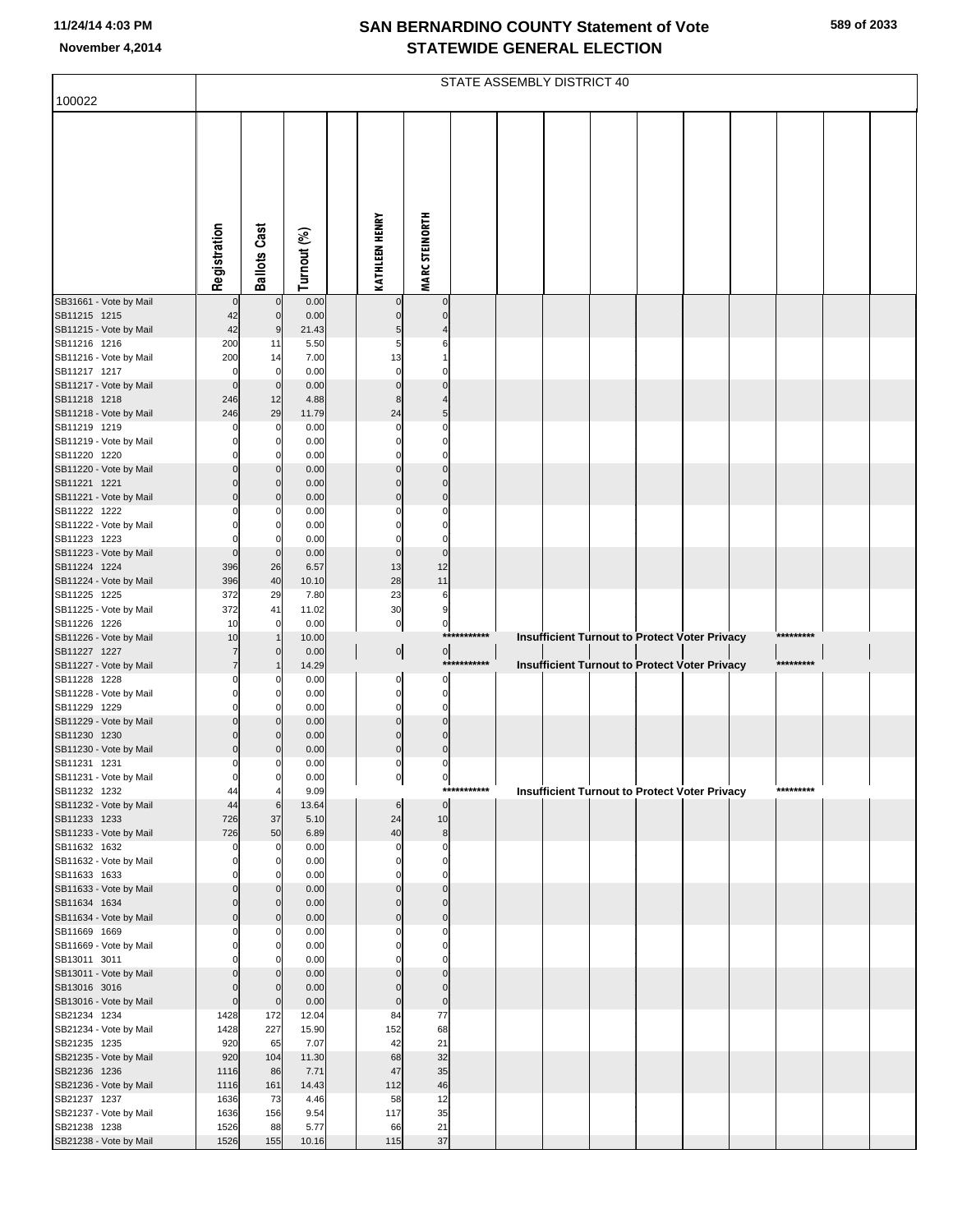# SAN BERNARDINO COUNTY Statement of Vote
## STATEWIDE GENERAL ELECTION

November 4,2014

STATE ASSEMBLY DISTRICT 40

100022

| | Registration | Ballots Cast | Turnout (%) | | KATHLEEN HENRY | MARC STEINORTH |
|---|---|---|---|---|---|---|
| SB31661 - Vote by Mail | 0 | 0 | 0.00 | | 0 | 0 |
| SB11215 1215 | 42 | 0 | 0.00 | | 0 | 0 |
| SB11215 - Vote by Mail | 42 | 9 | 21.43 | | 5 | 4 |
| SB11216 1216 | 200 | 11 | 5.50 | | 5 | 6 |
| SB11216 - Vote by Mail | 200 | 14 | 7.00 | | 13 | 1 |
| SB11217 1217 | 0 | 0 | 0.00 | | 0 | 0 |
| SB11217 - Vote by Mail | 0 | 0 | 0.00 | | 0 | 0 |
| SB11218 1218 | 246 | 12 | 4.88 | | 8 | 4 |
| SB11218 - Vote by Mail | 246 | 29 | 11.79 | | 24 | 5 |
| SB11219 1219 | 0 | 0 | 0.00 | | 0 | 0 |
| SB11219 - Vote by Mail | 0 | 0 | 0.00 | | 0 | 0 |
| SB11220 1220 | 0 | 0 | 0.00 | | 0 | 0 |
| SB11220 - Vote by Mail | 0 | 0 | 0.00 | | 0 | 0 |
| SB11221 1221 | 0 | 0 | 0.00 | | 0 | 0 |
| SB11221 - Vote by Mail | 0 | 0 | 0.00 | | 0 | 0 |
| SB11222 1222 | 0 | 0 | 0.00 | | 0 | 0 |
| SB11222 - Vote by Mail | 0 | 0 | 0.00 | | 0 | 0 |
| SB11223 1223 | 0 | 0 | 0.00 | | 0 | 0 |
| SB11223 - Vote by Mail | 0 | 0 | 0.00 | | 0 | 0 |
| SB11224 1224 | 396 | 26 | 6.57 | | 13 | 12 |
| SB11224 - Vote by Mail | 396 | 40 | 10.10 | | 28 | 11 |
| SB11225 1225 | 372 | 29 | 7.80 | | 23 | 6 |
| SB11225 - Vote by Mail | 372 | 41 | 11.02 | | 30 | 9 |
| SB11226 1226 | 10 | 0 | 0.00 | | 0 | 0 |
| SB11226 - Vote by Mail | 10 | 1 | 10.00 | | *********** Insufficient Turnout to Protect Voter Privacy ********* | |
| SB11227 1227 | 7 | 0 | 0.00 | | 0 | 0 |
| SB11227 - Vote by Mail | 7 | 1 | 14.29 | | *********** Insufficient Turnout to Protect Voter Privacy ********* | |
| SB11228 1228 | 0 | 0 | 0.00 | | 0 | 0 |
| SB11228 - Vote by Mail | 0 | 0 | 0.00 | | 0 | 0 |
| SB11229 1229 | 0 | 0 | 0.00 | | 0 | 0 |
| SB11229 - Vote by Mail | 0 | 0 | 0.00 | | 0 | 0 |
| SB11230 1230 | 0 | 0 | 0.00 | | 0 | 0 |
| SB11230 - Vote by Mail | 0 | 0 | 0.00 | | 0 | 0 |
| SB11231 1231 | 0 | 0 | 0.00 | | 0 | 0 |
| SB11231 - Vote by Mail | 0 | 0 | 0.00 | | 0 | 0 |
| SB11232 1232 | 44 | 4 | 9.09 | | *********** Insufficient Turnout to Protect Voter Privacy ********* | |
| SB11232 - Vote by Mail | 44 | 6 | 13.64 | | 6 | 0 |
| SB11233 1233 | 726 | 37 | 5.10 | | 24 | 10 |
| SB11233 - Vote by Mail | 726 | 50 | 6.89 | | 40 | 8 |
| SB11632 1632 | 0 | 0 | 0.00 | | 0 | 0 |
| SB11632 - Vote by Mail | 0 | 0 | 0.00 | | 0 | 0 |
| SB11633 1633 | 0 | 0 | 0.00 | | 0 | 0 |
| SB11633 - Vote by Mail | 0 | 0 | 0.00 | | 0 | 0 |
| SB11634 1634 | 0 | 0 | 0.00 | | 0 | 0 |
| SB11634 - Vote by Mail | 0 | 0 | 0.00 | | 0 | 0 |
| SB11669 1669 | 0 | 0 | 0.00 | | 0 | 0 |
| SB11669 - Vote by Mail | 0 | 0 | 0.00 | | 0 | 0 |
| SB13011 3011 | 0 | 0 | 0.00 | | 0 | 0 |
| SB13011 - Vote by Mail | 0 | 0 | 0.00 | | 0 | 0 |
| SB13016 3016 | 0 | 0 | 0.00 | | 0 | 0 |
| SB13016 - Vote by Mail | 0 | 0 | 0.00 | | 0 | 0 |
| SB21234 1234 | 1428 | 172 | 12.04 | | 84 | 77 |
| SB21234 - Vote by Mail | 1428 | 227 | 15.90 | | 152 | 68 |
| SB21235 1235 | 920 | 65 | 7.07 | | 42 | 21 |
| SB21235 - Vote by Mail | 920 | 104 | 11.30 | | 68 | 32 |
| SB21236 1236 | 1116 | 86 | 7.71 | | 47 | 35 |
| SB21236 - Vote by Mail | 1116 | 161 | 14.43 | | 112 | 46 |
| SB21237 1237 | 1636 | 73 | 4.46 | | 58 | 12 |
| SB21237 - Vote by Mail | 1636 | 156 | 9.54 | | 117 | 35 |
| SB21238 1238 | 1526 | 88 | 5.77 | | 66 | 21 |
| SB21238 - Vote by Mail | 1526 | 155 | 10.16 | | 115 | 37 |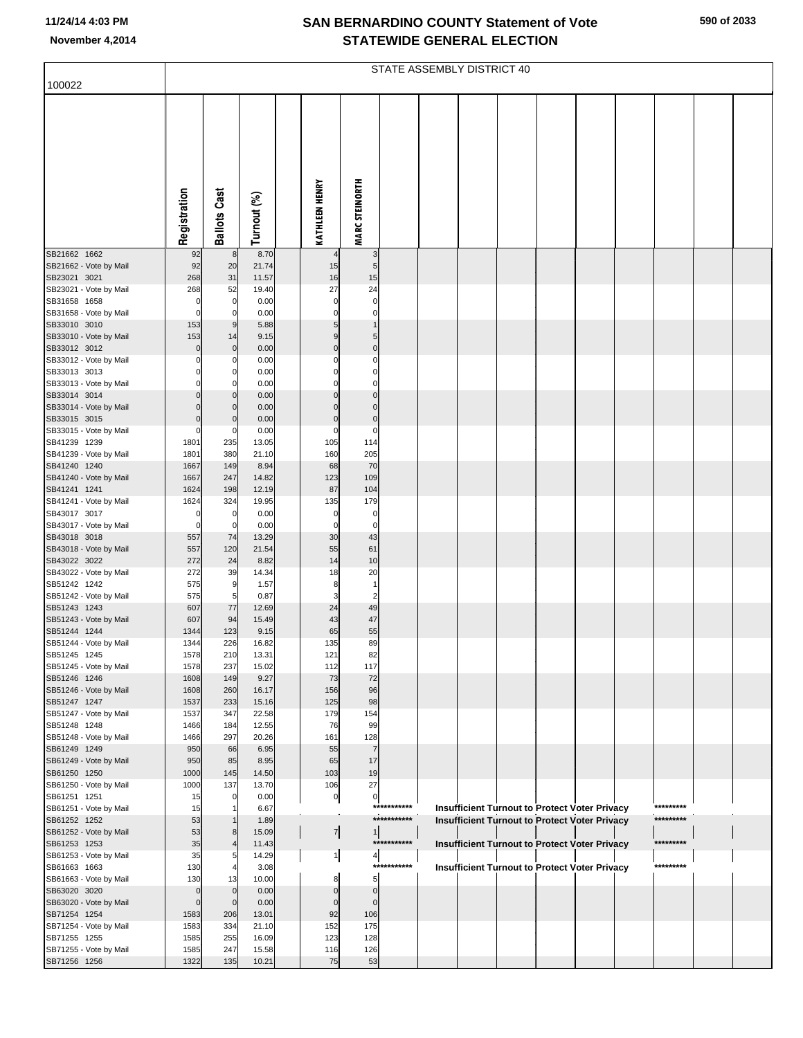# SAN BERNARDINO COUNTY Statement of Vote
## STATEWIDE GENERAL ELECTION

November 4,2014

STATE ASSEMBLY DISTRICT 40

100022

| | Registration | Ballots Cast | Turnout (%) | | KATHLEEN HENRY | MARC STEINORTH | | | | | | | | | | |
|---|---|---|---|---|---|---|---|---|---|---|---|---|---|---|---|---|
| SB21662 1662 | 92 | 8 | 8.70 | | 4 | 3 | | | | | | | | | | |
| SB21662 - Vote by Mail | 92 | 20 | 21.74 | | 15 | 5 | | | | | | | | | | |
| SB23021 3021 | 268 | 31 | 11.57 | | 16 | 15 | | | | | | | | | | |
| SB23021 - Vote by Mail | 268 | 52 | 19.40 | | 27 | 24 | | | | | | | | | | |
| SB31658 1658 | 0 | 0 | 0.00 | | 0 | 0 | | | | | | | | | | |
| SB31658 - Vote by Mail | 0 | 0 | 0.00 | | 0 | 0 | | | | | | | | | | |
| SB33010 3010 | 153 | 9 | 5.88 | | 5 | 1 | | | | | | | | | | |
| SB33010 - Vote by Mail | 153 | 14 | 9.15 | | 9 | 5 | | | | | | | | | | |
| SB33012 3012 | 0 | 0 | 0.00 | | 0 | 0 | | | | | | | | | | |
| SB33012 - Vote by Mail | 0 | 0 | 0.00 | | 0 | 0 | | | | | | | | | | |
| SB33013 3013 | 0 | 0 | 0.00 | | 0 | 0 | | | | | | | | | | |
| SB33013 - Vote by Mail | 0 | 0 | 0.00 | | 0 | 0 | | | | | | | | | | |
| SB33014 3014 | 0 | 0 | 0.00 | | 0 | 0 | | | | | | | | | | |
| SB33014 - Vote by Mail | 0 | 0 | 0.00 | | 0 | 0 | | | | | | | | | | |
| SB33015 3015 | 0 | 0 | 0.00 | | 0 | 0 | | | | | | | | | | |
| SB33015 - Vote by Mail | 0 | 0 | 0.00 | | 0 | 0 | | | | | | | | | | |
| SB41239 1239 | 1801 | 235 | 13.05 | | 105 | 114 | | | | | | | | | | |
| SB41239 - Vote by Mail | 1801 | 380 | 21.10 | | 160 | 205 | | | | | | | | | | |
| SB41240 1240 | 1667 | 149 | 8.94 | | 68 | 70 | | | | | | | | | | |
| SB41240 - Vote by Mail | 1667 | 247 | 14.82 | | 123 | 109 | | | | | | | | | | |
| SB41241 1241 | 1624 | 198 | 12.19 | | 87 | 104 | | | | | | | | | | |
| SB41241 - Vote by Mail | 1624 | 324 | 19.95 | | 135 | 179 | | | | | | | | | | |
| SB43017 3017 | 0 | 0 | 0.00 | | 0 | 0 | | | | | | | | | | |
| SB43017 - Vote by Mail | 0 | 0 | 0.00 | | 0 | 0 | | | | | | | | | | |
| SB43018 3018 | 557 | 74 | 13.29 | | 30 | 43 | | | | | | | | | | |
| SB43018 - Vote by Mail | 557 | 120 | 21.54 | | 55 | 61 | | | | | | | | | | |
| SB43022 3022 | 272 | 24 | 8.82 | | 14 | 10 | | | | | | | | | | |
| SB43022 - Vote by Mail | 272 | 39 | 14.34 | | 18 | 20 | | | | | | | | | | |
| SB51242 1242 | 575 | 9 | 1.57 | | 8 | 1 | | | | | | | | | | |
| SB51242 - Vote by Mail | 575 | 5 | 0.87 | | 3 | 2 | | | | | | | | | | |
| SB51243 1243 | 607 | 77 | 12.69 | | 24 | 49 | | | | | | | | | | |
| SB51243 - Vote by Mail | 607 | 94 | 15.49 | | 43 | 47 | | | | | | | | | | |
| SB51244 1244 | 1344 | 123 | 9.15 | | 65 | 55 | | | | | | | | | | |
| SB51244 - Vote by Mail | 1344 | 226 | 16.82 | | 135 | 89 | | | | | | | | | | |
| SB51245 1245 | 1578 | 210 | 13.31 | | 121 | 82 | | | | | | | | | | |
| SB51245 - Vote by Mail | 1578 | 237 | 15.02 | | 112 | 117 | | | | | | | | | | |
| SB51246 1246 | 1608 | 149 | 9.27 | | 73 | 72 | | | | | | | | | | |
| SB51246 - Vote by Mail | 1608 | 260 | 16.17 | | 156 | 96 | | | | | | | | | | |
| SB51247 1247 | 1537 | 233 | 15.16 | | 125 | 98 | | | | | | | | | | |
| SB51247 - Vote by Mail | 1537 | 347 | 22.58 | | 179 | 154 | | | | | | | | | | |
| SB51248 1248 | 1466 | 184 | 12.55 | | 76 | 99 | | | | | | | | | | |
| SB51248 - Vote by Mail | 1466 | 297 | 20.26 | | 161 | 128 | | | | | | | | | | |
| SB61249 1249 | 950 | 66 | 6.95 | | 55 | 7 | | | | | | | | | | |
| SB61249 - Vote by Mail | 950 | 85 | 8.95 | | 65 | 17 | | | | | | | | | | |
| SB61250 1250 | 1000 | 145 | 14.50 | | 103 | 19 | | | | | | | | | | |
| SB61250 - Vote by Mail | 1000 | 137 | 13.70 | | 106 | 27 | | | | | | | | | | |
| SB61251 1251 | 15 | 0 | 0.00 | | 0 | 0 | | | | | | | | | | |
| SB61251 - Vote by Mail | 15 | 1 | 6.67 | | | | *********** | | Insufficient Turnout to Protect Voter Privacy | | | | | ********* | | |
| SB61252 1252 | 53 | 1 | 1.89 | | | | *********** | | Insufficient Turnout to Protect Voter Privacy | | | | | ********* | | |
| SB61252 - Vote by Mail | 53 | 8 | 15.09 | | 7 | 1 | | | | | | | | | | |
| SB61253 1253 | 35 | 4 | 11.43 | | | | *********** | | Insufficient Turnout to Protect Voter Privacy | | | | | ********* | | |
| SB61253 - Vote by Mail | 35 | 5 | 14.29 | | 1 | 4 | | | | | | | | | | |
| SB61663 1663 | 130 | 4 | 3.08 | | | | *********** | | Insufficient Turnout to Protect Voter Privacy | | | | | ********* | | |
| SB61663 - Vote by Mail | 130 | 13 | 10.00 | | 8 | 5 | | | | | | | | | | |
| SB63020 3020 | 0 | 0 | 0.00 | | 0 | 0 | | | | | | | | | | |
| SB63020 - Vote by Mail | 0 | 0 | 0.00 | | 0 | 0 | | | | | | | | | | |
| SB71254 1254 | 1583 | 206 | 13.01 | | 92 | 106 | | | | | | | | | | |
| SB71254 - Vote by Mail | 1583 | 334 | 21.10 | | 152 | 175 | | | | | | | | | | |
| SB71255 1255 | 1585 | 255 | 16.09 | | 123 | 128 | | | | | | | | | | |
| SB71255 - Vote by Mail | 1585 | 247 | 15.58 | | 116 | 126 | | | | | | | | | | |
| SB71256 1256 | 1322 | 135 | 10.21 | | 75 | 53 | | | | | | | | | | |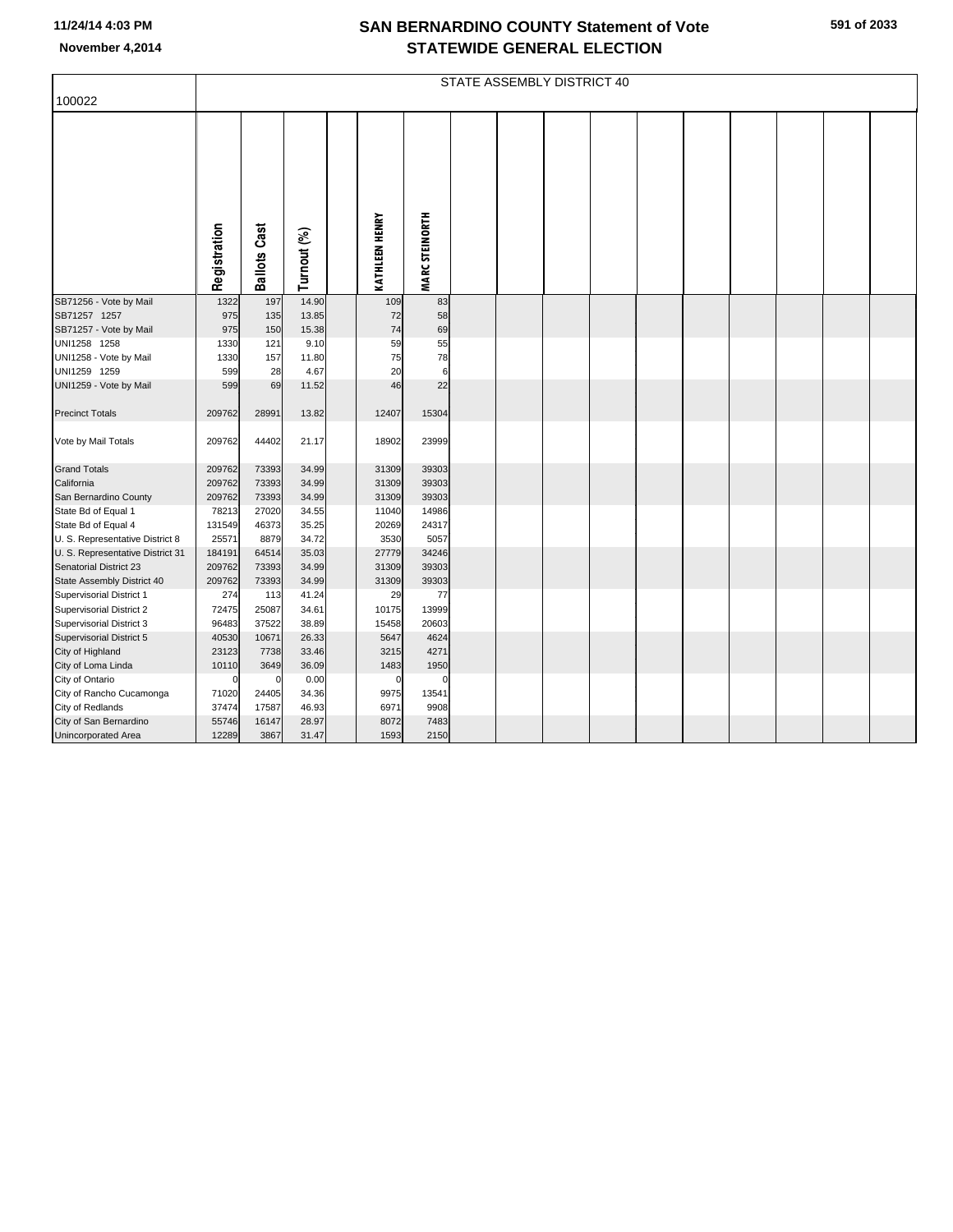# SAN BERNARDINO COUNTY Statement of Vote
## STATEWIDE GENERAL ELECTION

11/24/14 4:03 PM

November 4,2014

100022

STATE ASSEMBLY DISTRICT 40

| | Registration | Ballots Cast | Turnout (%) | | KATHLEEN HENRY | MARC STEINORTH |
|---|---|---|---|---|---|---|
| SB71256 - Vote by Mail | 1322 | 197 | 14.90 | | 109 | 83 |
| SB71257 1257 | 975 | 135 | 13.85 | | 72 | 58 |
| SB71257 - Vote by Mail | 975 | 150 | 15.38 | | 74 | 69 |
| UNI1258 1258 | 1330 | 121 | 9.10 | | 59 | 55 |
| UNI1258 - Vote by Mail | 1330 | 157 | 11.80 | | 75 | 78 |
| UNI1259 1259 | 599 | 28 | 4.67 | | 20 | 6 |
| UNI1259 - Vote by Mail | 599 | 69 | 11.52 | | 46 | 22 |
| Precinct Totals | 209762 | 28991 | 13.82 | | 12407 | 15304 |
| Vote by Mail Totals | 209762 | 44402 | 21.17 | | 18902 | 23999 |
| Grand Totals | 209762 | 73393 | 34.99 | | 31309 | 39303 |
| California | 209762 | 73393 | 34.99 | | 31309 | 39303 |
| San Bernardino County | 209762 | 73393 | 34.99 | | 31309 | 39303 |
| State Bd of Equal 1 | 78213 | 27020 | 34.55 | | 11040 | 14986 |
| State Bd of Equal 4 | 131549 | 46373 | 35.25 | | 20269 | 24317 |
| U. S. Representative District 8 | 25571 | 8879 | 34.72 | | 3530 | 5057 |
| U. S. Representative District 31 | 184191 | 64514 | 35.03 | | 27779 | 34246 |
| Senatorial District 23 | 209762 | 73393 | 34.99 | | 31309 | 39303 |
| State Assembly District 40 | 209762 | 73393 | 34.99 | | 31309 | 39303 |
| Supervisorial District 1 | 274 | 113 | 41.24 | | 29 | 77 |
| Supervisorial District 2 | 72475 | 25087 | 34.61 | | 10175 | 13999 |
| Supervisorial District 3 | 96483 | 37522 | 38.89 | | 15458 | 20603 |
| Supervisorial District 5 | 40530 | 10671 | 26.33 | | 5647 | 4624 |
| City of Highland | 23123 | 7738 | 33.46 | | 3215 | 4271 |
| City of Loma Linda | 10110 | 3649 | 36.09 | | 1483 | 1950 |
| City of Ontario | 0 | 0 | 0.00 | | 0 | 0 |
| City of Rancho Cucamonga | 71020 | 24405 | 34.36 | | 9975 | 13541 |
| City of Redlands | 37474 | 17587 | 46.93 | | 6971 | 9908 |
| City of San Bernardino | 55746 | 16147 | 28.97 | | 8072 | 7483 |
| Unincorporated Area | 12289 | 3867 | 31.47 | | 1593 | 2150 |